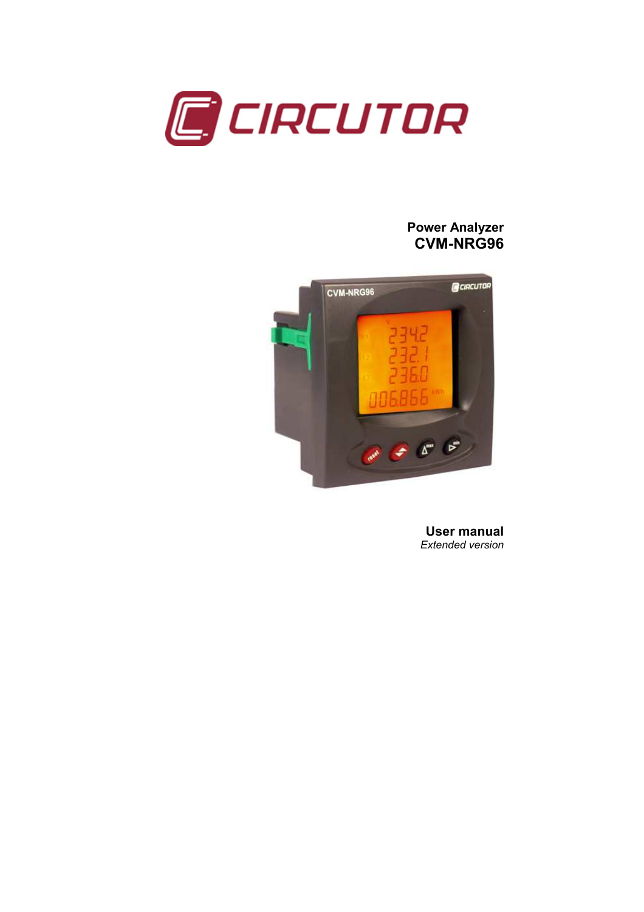CIRCUTOR

**Power Analyzer**
## CVM-NRG96

**User manual**
*Extended version*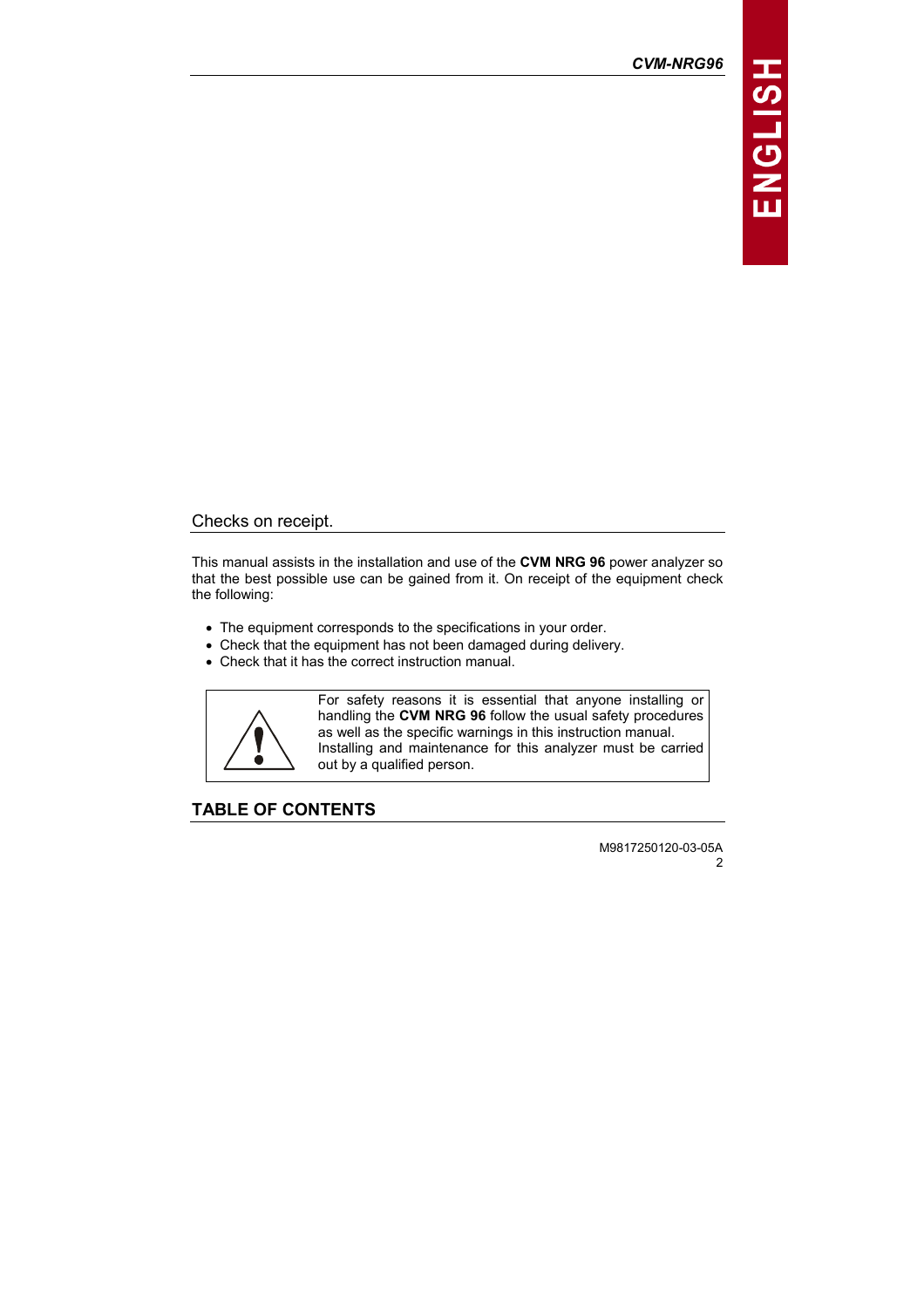## Checks on receipt.

This manual assists in the installation and use of the **CVM NRG 96** power analyzer so that the best possible use can be gained from it. On receipt of the equipment check the following:

- The equipment corresponds to the specifications in your order.
- Check that the equipment has not been damaged during delivery.
- Check that it has the correct instruction manual.

For safety reasons it is essential that anyone installing or handling the **CVM NRG 96** follow the usual safety procedures as well as the specific warnings in this instruction manual. Installing and maintenance for this analyzer must be carried out by a qualified person.

## TABLE OF CONTENTS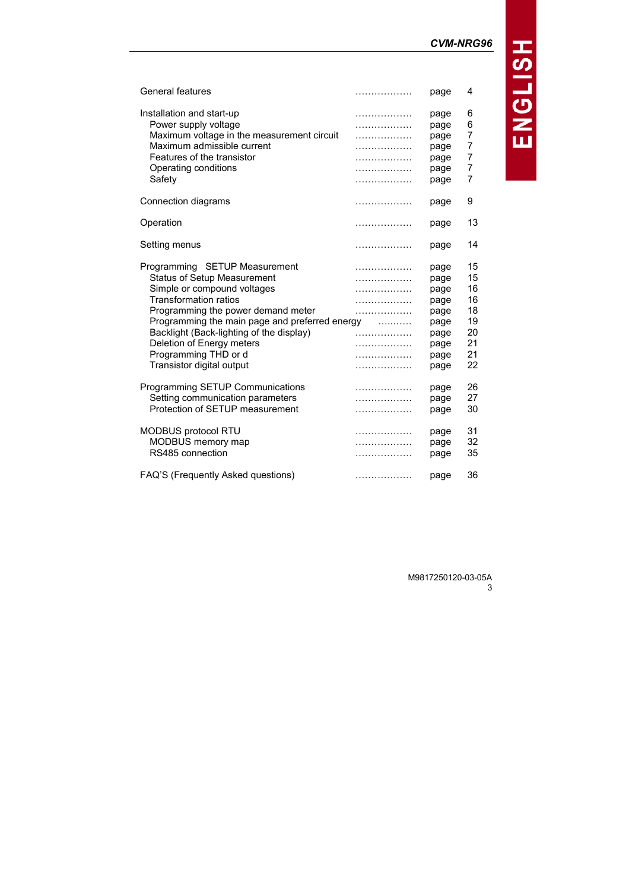| | | |
|---|---|---|
| General features | page | 4 |
| | | |
| Installation and start-up | page | 6 |
| Power supply voltage | page | 6 |
| Maximum voltage in the measurement circuit | page | 7 |
| Maximum admissible current | page | 7 |
| Features of the transistor | page | 7 |
| Operating conditions | page | 7 |
| Safety | page | 7 |
| | | |
| Connection diagrams | page | 9 |
| | | |
| Operation | page | 13 |
| | | |
| Setting menus | page | 14 |
| | | |
| Programming SETUP Measurement | page | 15 |
| Status of Setup Measurement | page | 15 |
| Simple or compound voltages | page | 16 |
| Transformation ratios | page | 16 |
| Programming the power demand meter | page | 18 |
| Programming the main page and preferred energy | page | 19 |
| Backlight (Back-lighting of the display) | page | 20 |
| Deletion of Energy meters | page | 21 |
| Programming THD or d | page | 21 |
| Transistor digital output | page | 22 |
| | | |
| Programming SETUP Communications | page | 26 |
| Setting communication parameters | page | 27 |
| Protection of SETUP measurement | page | 30 |
| | | |
| MODBUS protocol RTU | page | 31 |
| MODBUS memory map | page | 32 |
| RS485 connection | page | 35 |
| | | |
| FAQ'S (Frequently Asked questions) | page | 36 |

M9817250120-03-05A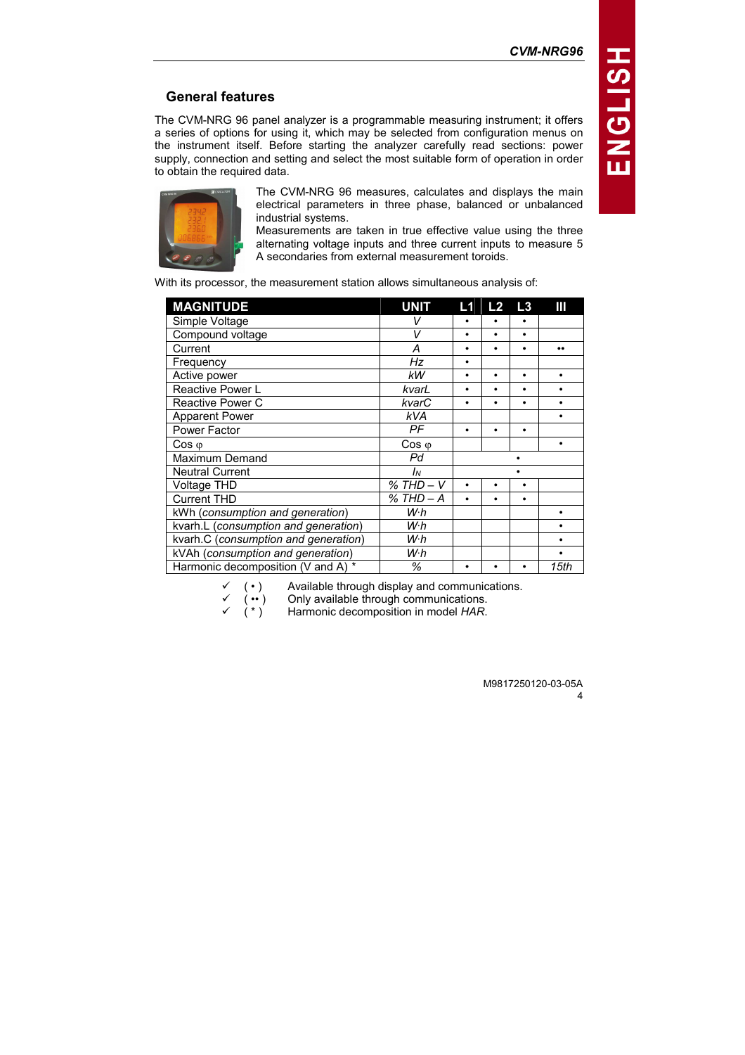## General features

The CVM-NRG 96 panel analyzer is a programmable measuring instrument; it offers a series of options for using it, which may be selected from configuration menus on the instrument itself. Before starting the analyzer carefully read sections: power supply, connection and setting and select the most suitable form of operation in order to obtain the required data.

The CVM-NRG 96 measures, calculates and displays the main electrical parameters in three phase, balanced or unbalanced industrial systems.
Measurements are taken in true effective value using the three alternating voltage inputs and three current inputs to measure 5 A secondaries from external measurement toroids.

With its processor, the measurement station allows simultaneous analysis of:

| MAGNITUDE | UNIT | L1 | L2 | L3 | III |
|---|---|---|---|---|---|
| Simple Voltage | *V* | • | • | • | |
| Compound voltage | *V* | • | • | • | |
| Current | *A* | • | • | • | •• |
| Frequency | *Hz* | • | | | |
| Active power | *kW* | • | • | • | • |
| Reactive Power L | *kvarL* | • | • | • | • |
| Reactive Power C | *kvarC* | • | • | • | • |
| Apparent Power | *kVA* | | | | • |
| Power Factor | *PF* | • | • | • | |
| Cos φ | Cos φ | | | | • |
| Maximum Demand | *Pd* | | | • | |
| Neutral Current | $I_N$ | | | • | |
| Voltage THD | *% THD – V* | • | • | • | |
| Current THD | *% THD – A* | • | • | • | |
| kWh (*consumption and generation*) | *W·h* | | | | • |
| kvarh.L (*consumption and generation*) | *W·h* | | | | • |
| kvarh.C (*consumption and generation*) | *W·h* | | | | • |
| kVAh (*consumption and generation*) | *W·h* | | | | • |
| Harmonic decomposition (V and A) * | *%* | • | • | • | *15th* |

- ✓ ( • ) Available through display and communications.
- ✓ ( •• ) Only available through communications.
- ✓ ( * ) Harmonic decomposition in model *HAR*.

M9817250120-03-05A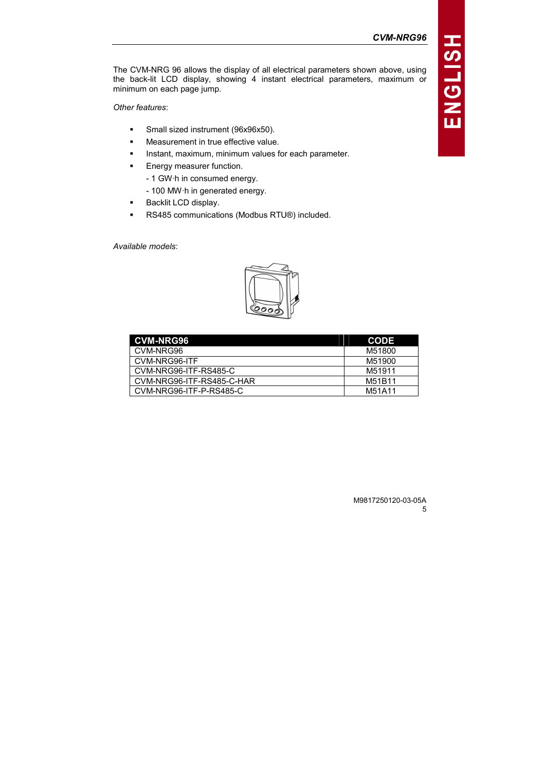The CVM-NRG 96 allows the display of all electrical parameters shown above, using the back-lit LCD display, showing 4 instant electrical parameters, maximum or minimum on each page jump.

*Other features*:

- Small sized instrument (96x96x50).
- Measurement in true effective value.
- Instant, maximum, minimum values for each parameter.
- Energy measurer function.
  - 1 GW·h in consumed energy.
  - 100 MW·h in generated energy.
- Backlit LCD display.
- RS485 communications (Modbus RTU®) included.

*Available models*:

| CVM-NRG96 | CODE |
|---|---|
| CVM-NRG96 | M51800 |
| CVM-NRG96-ITF | M51900 |
| CVM-NRG96-ITF-RS485-C | M51911 |
| CVM-NRG96-ITF-RS485-C-HAR | M51B11 |
| CVM-NRG96-ITF-P-RS485-C | M51A11 |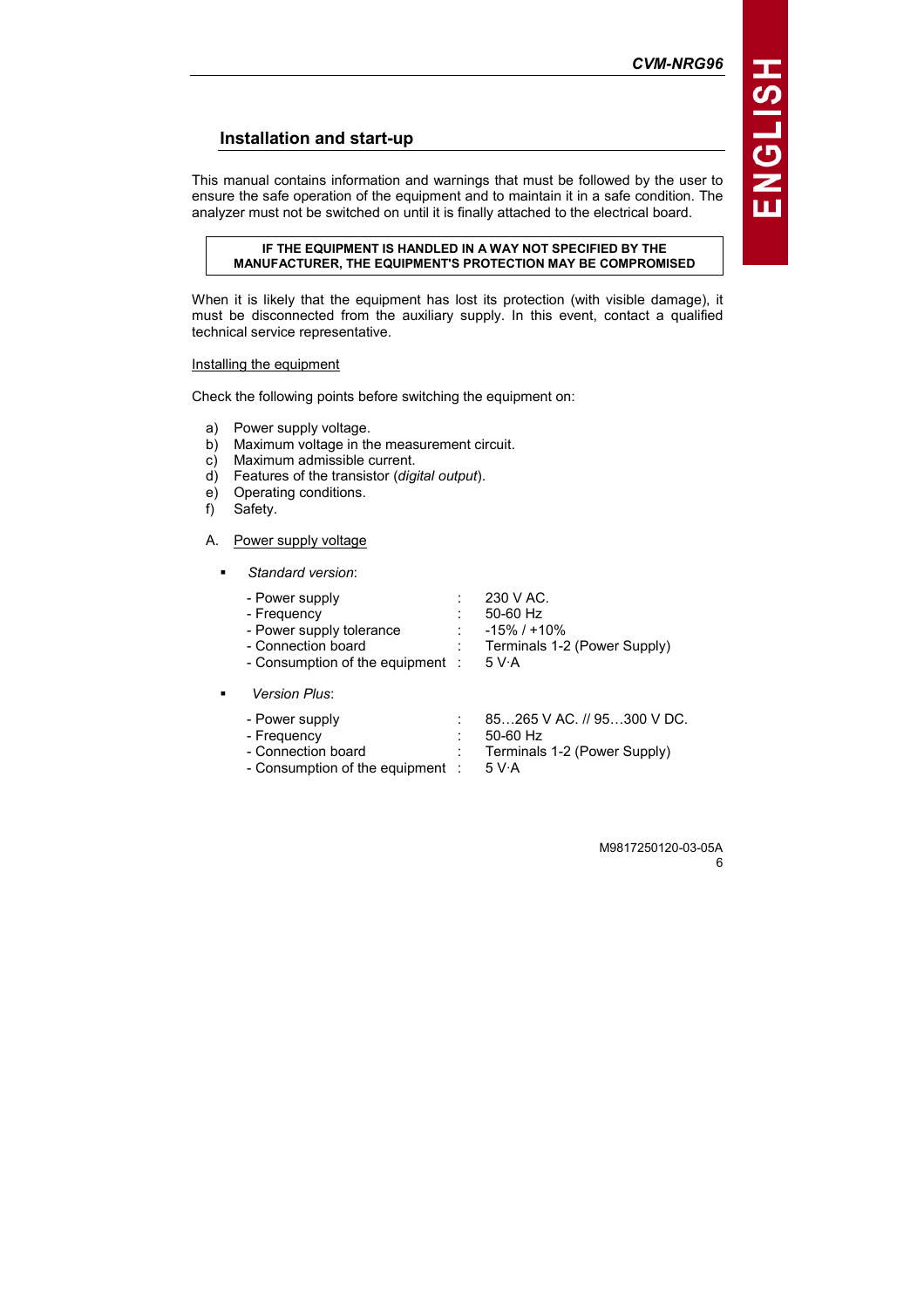## Installation and start-up

This manual contains information and warnings that must be followed by the user to ensure the safe operation of the equipment and to maintain it in a safe condition. The analyzer must not be switched on until it is finally attached to the electrical board.

| **IF THE EQUIPMENT IS HANDLED IN A WAY NOT SPECIFIED BY THE MANUFACTURER, THE EQUIPMENT'S PROTECTION MAY BE COMPROMISED** |
|---|

When it is likely that the equipment has lost its protection (with visible damage), it must be disconnected from the auxiliary supply. In this event, contact a qualified technical service representative.

Installing the equipment

Check the following points before switching the equipment on:

a) Power supply voltage.
b) Maximum voltage in the measurement circuit.
c) Maximum admissible current.
d) Features of the transistor (*digital output*).
e) Operating conditions.
f) Safety.

A. Power supply voltage

- *Standard version*:

| | | |
|---|---|---|
| - Power supply | : | 230 V AC. |
| - Frequency | : | 50-60 Hz |
| - Power supply tolerance | : | -15% / +10% |
| - Connection board | : | Terminals 1-2 (Power Supply) |
| - Consumption of the equipment | : | 5 V·A |

- *Version Plus*:

| | | |
|---|---|---|
| - Power supply | : | 85…265 V AC. // 95…300 V DC. |
| - Frequency | : | 50-60 Hz |
| - Connection board | : | Terminals 1-2 (Power Supply) |
| - Consumption of the equipment | : | 5 V·A |

M9817250120-03-05A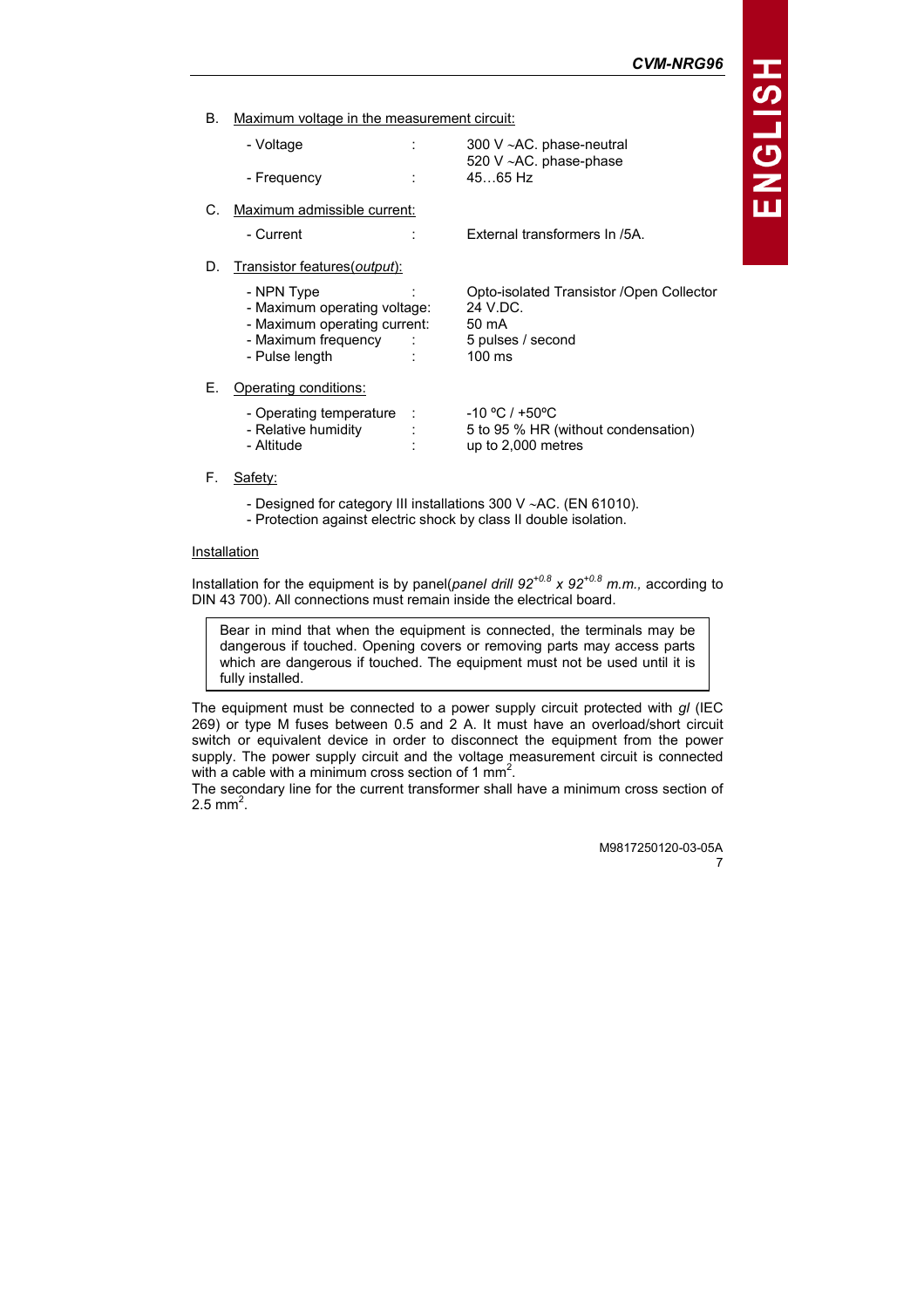B. Maximum voltage in the measurement circuit:

| | | |
|---|---|---|
| - Voltage | : | 300 V ~AC. phase-neutral<br>520 V ~AC. phase-phase |
| - Frequency | : | 45…65 Hz |

C. Maximum admissible current:

| | | |
|---|---|---|
| - Current | : | External transformers In /5A. |

D. Transistor features(*output*):

| | | |
|---|---|---|
| - NPN Type | : | Opto-isolated Transistor /Open Collector |
| - Maximum operating voltage: | | 24 V.DC. |
| - Maximum operating current: | | 50 mA |
| - Maximum frequency | : | 5 pulses / second |
| - Pulse length | : | 100 ms |

E. Operating conditions:

| | | |
|---|---|---|
| - Operating temperature | : | -10 ºC / +50ºC |
| - Relative humidity | : | 5 to 95 % HR (without condensation) |
| - Altitude | : | up to 2,000 metres |

F. Safety:

- Designed for category III installations 300 V ~AC. (EN 61010).
- Protection against electric shock by class II double isolation.

## Installation

Installation for the equipment is by panel(*panel drill 92$^{+0.8}$ x 92$^{+0.8}$ m.m.*, according to DIN 43 700). All connections must remain inside the electrical board.

> Bear in mind that when the equipment is connected, the terminals may be dangerous if touched. Opening covers or removing parts may access parts which are dangerous if touched. The equipment must not be used until it is fully installed.

The equipment must be connected to a power supply circuit protected with *gl* (IEC 269) or type M fuses between 0.5 and 2 A. It must have an overload/short circuit switch or equivalent device in order to disconnect the equipment from the power supply. The power supply circuit and the voltage measurement circuit is connected with a cable with a minimum cross section of 1 mm$^2$.
The secondary line for the current transformer shall have a minimum cross section of 2.5 mm$^2$.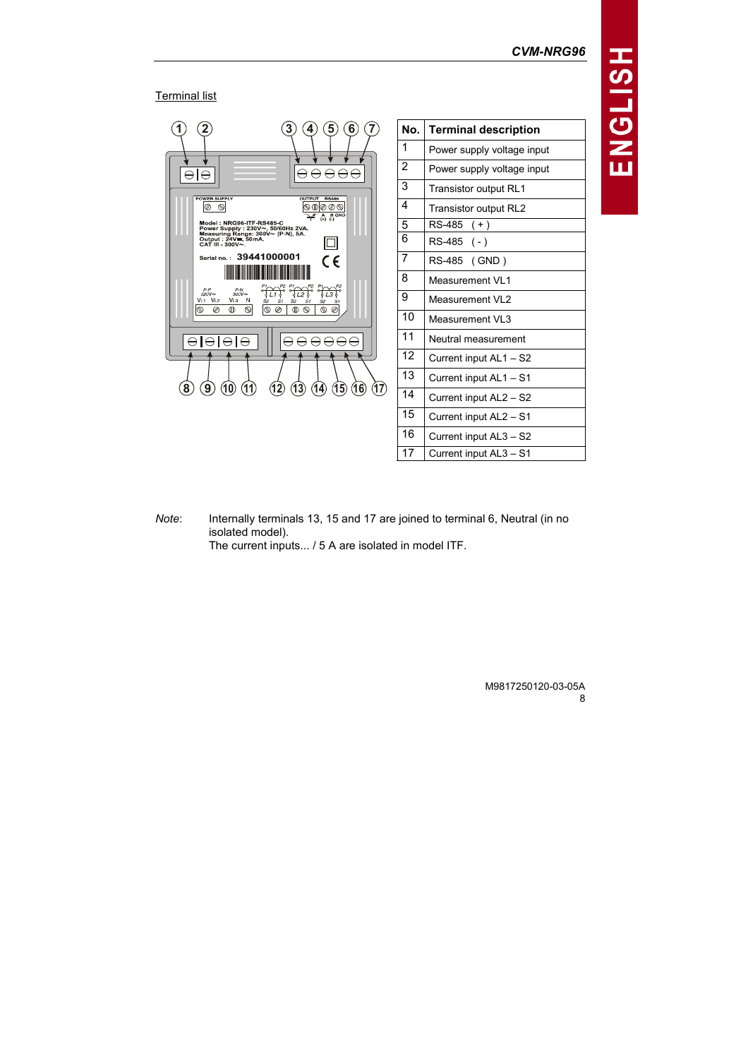Terminal list

| No. | Terminal description |
| --- | --- |
| 1 | Power supply voltage input |
| 2 | Power supply voltage input |
| 3 | Transistor output RL1 |
| 4 | Transistor output RL2 |
| 5 | RS-485 ( + ) |
| 6 | RS-485 ( - ) |
| 7 | RS-485 ( GND ) |
| 8 | Measurement VL1 |
| 9 | Measurement VL2 |
| 10 | Measurement VL3 |
| 11 | Neutral measurement |
| 12 | Current input AL1 – S2 |
| 13 | Current input AL1 – S1 |
| 14 | Current input AL2 – S2 |
| 15 | Current input AL2 – S1 |
| 16 | Current input AL3 – S2 |
| 17 | Current input AL3 – S1 |

*Note*: Internally terminals 13, 15 and 17 are joined to terminal 6, Neutral (in no isolated model).
The current inputs... / 5 A are isolated in model ITF.

M9817250120-03-05A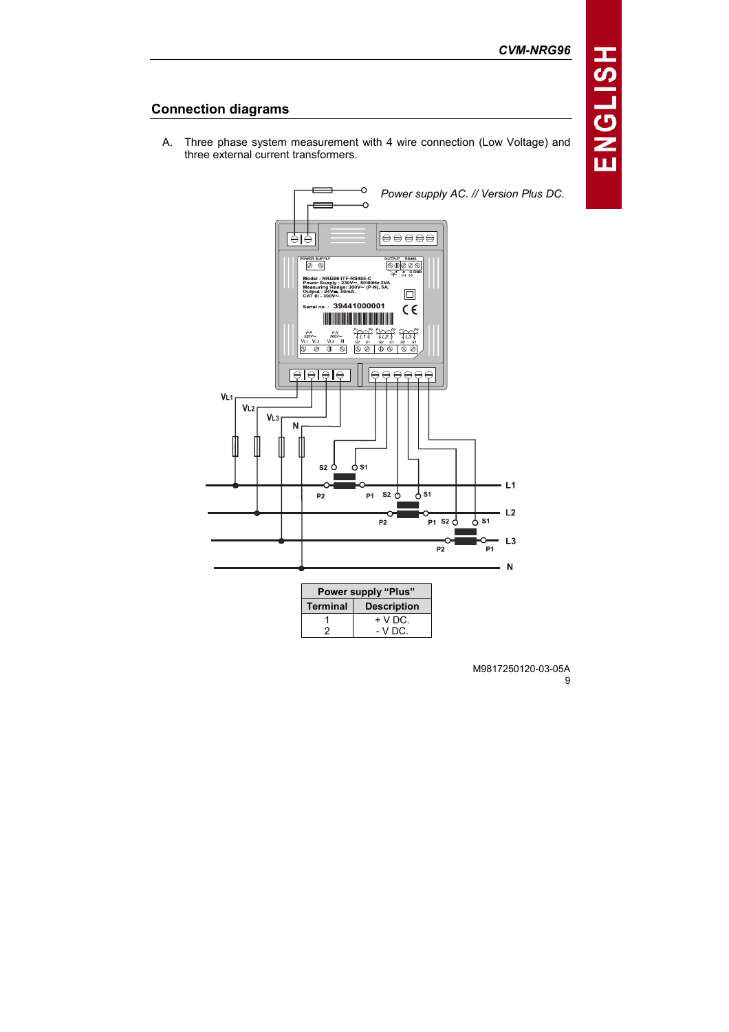## Connection diagrams

A. Three phase system measurement with 4 wire connection (Low Voltage) and three external current transformers.

*Power supply AC. // Version Plus DC.*

| Power supply "Plus" | |
|---|---|
| **Terminal** | **Description** |
| 1 | + V DC. |
| 2 | - V DC. |

M9817250120-03-05A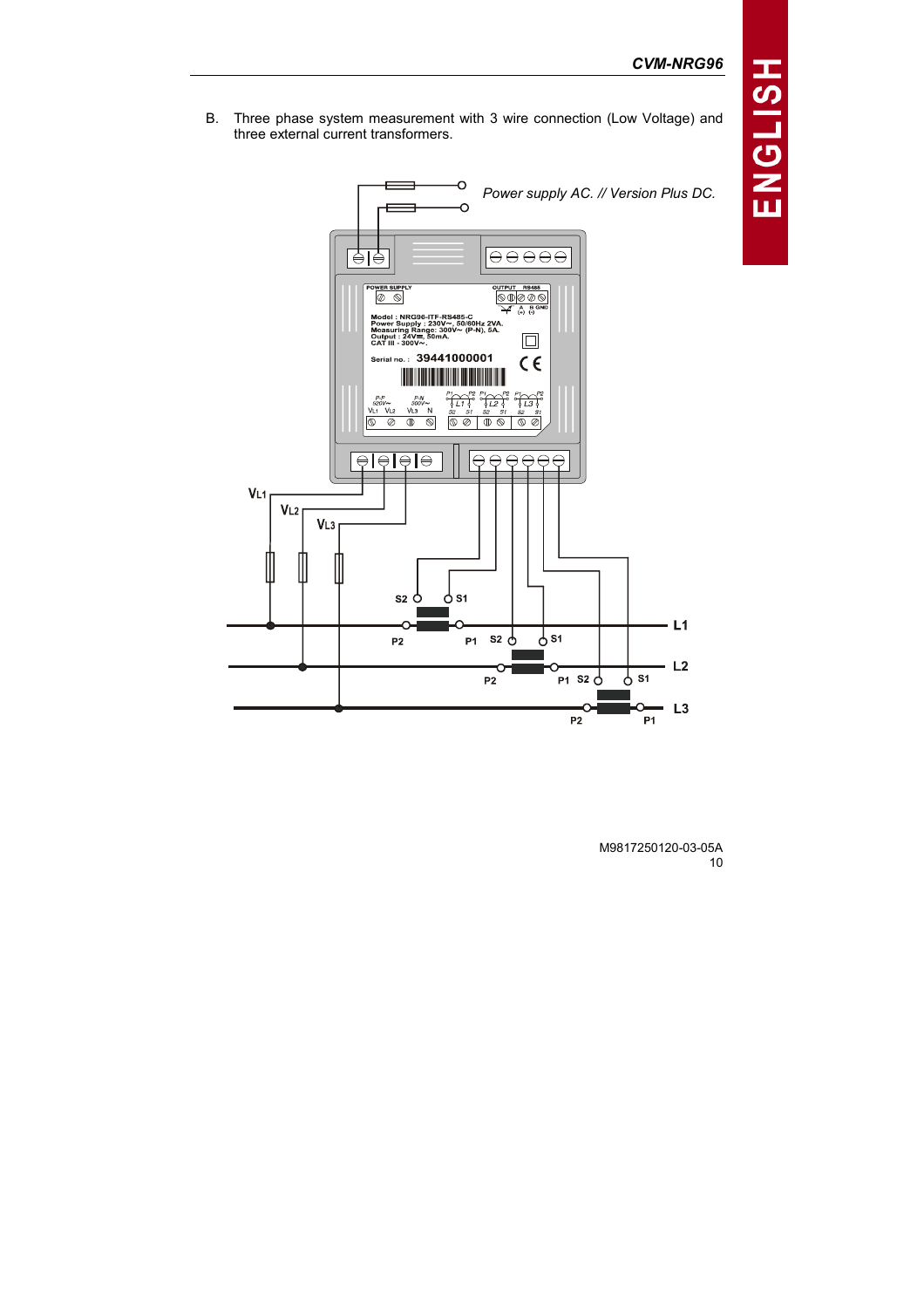B. Three phase system measurement with 3 wire connection (Low Voltage) and three external current transformers.

*Power supply AC. // Version Plus DC.*

POWER SUPPLY

OUTPUT RS485

Model : NRG96-ITF-RS485-C
Power Supply : 230V~, 50/60Hz 2VA.
Measuring Range: 300V~ (P-N), 5A.
Output : 24V⎓, 50mA.
CAT III - 300V~.

Serial no. : 39441000001

VL1 VL2 VL3 N

L1 L2 L3

S2 S1 P1 P2

L1 L2 L3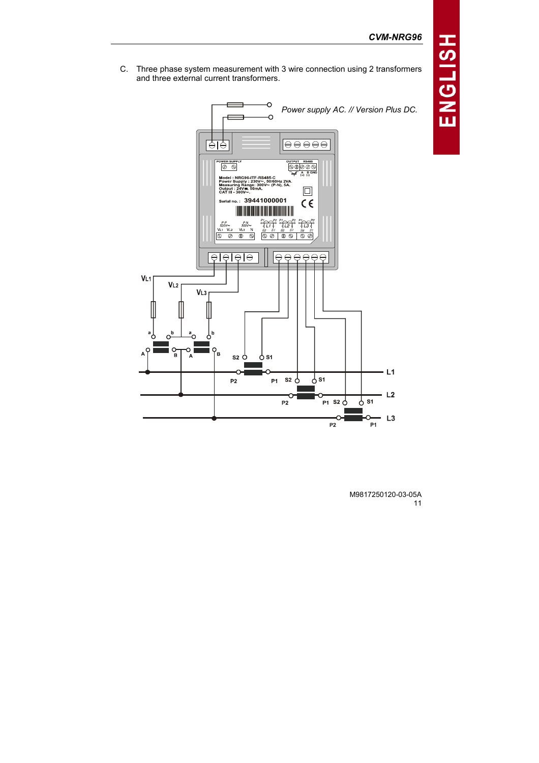C. Three phase system measurement with 3 wire connection using 2 transformers and three external current transformers.

*Power supply AC. // Version Plus DC.*

POWER SUPPLY

OUTPUT RS485

A B GND
(+) (-)

Model : NRG96-ITF-RS485-C
Power Supply : 230V~, 50/60Hz 2VA.
Measuring Range: 300V~ (P-N), 5A.
Output : 24V⎓, 50mA.
CAT III - 300V~.

Serial no. : 39441000001

P-P 520V~ P-N 300V~

VL1 VL2 VL3 N

P1 P2 L1 S2 S1 P1 P2 L2 S2 S1 P1 P2 L3 S2 S1

VL1 VL2 VL3

a b a b

A B A B

S2 S1

P2 P1 S2 S1 L1

P2 P1 S2 S1 L2

P2 P1 L3

M9817250120-03-05A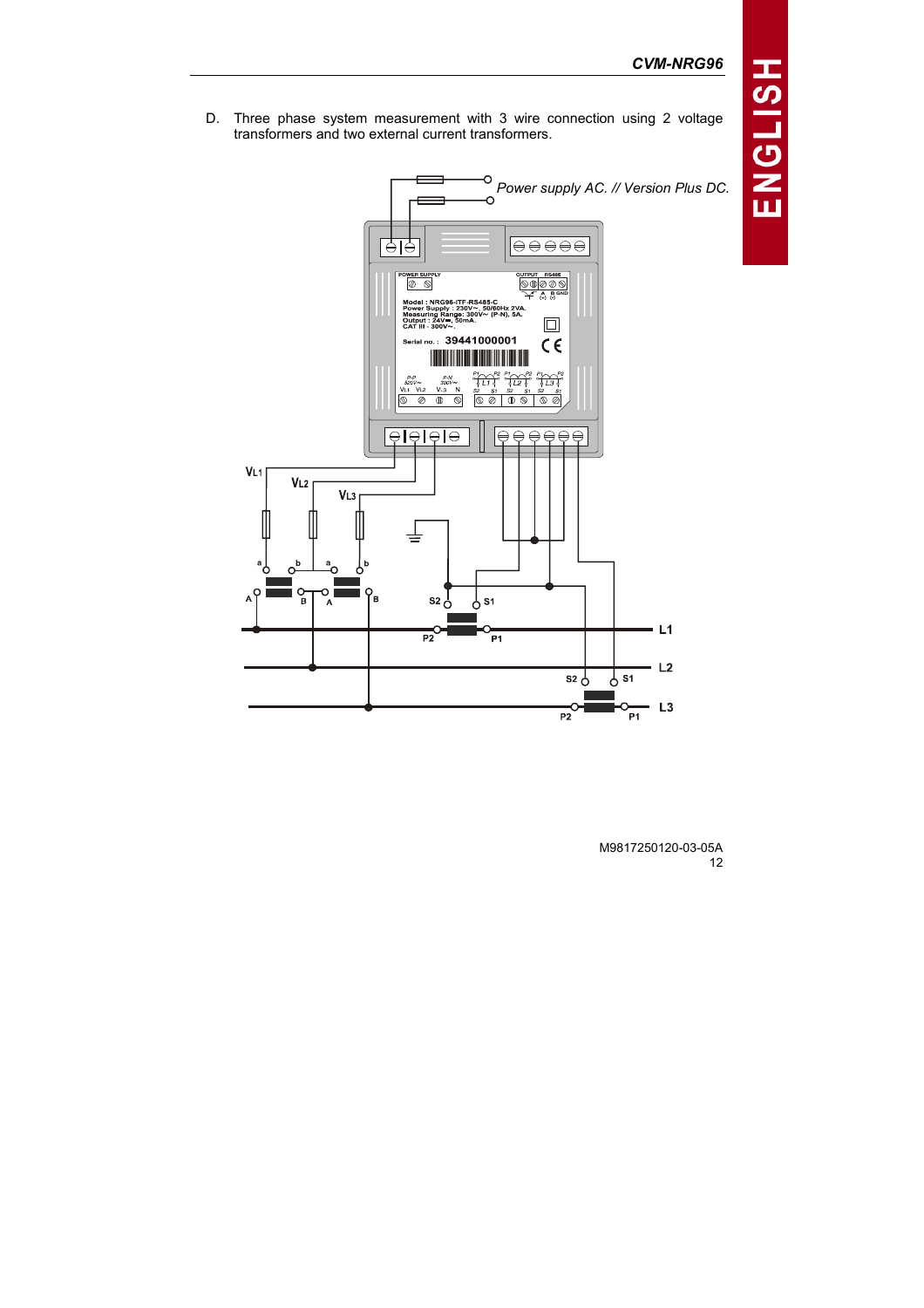D. Three phase system measurement with 3 wire connection using 2 voltage transformers and two external current transformers.

*Power supply AC. // Version Plus DC.*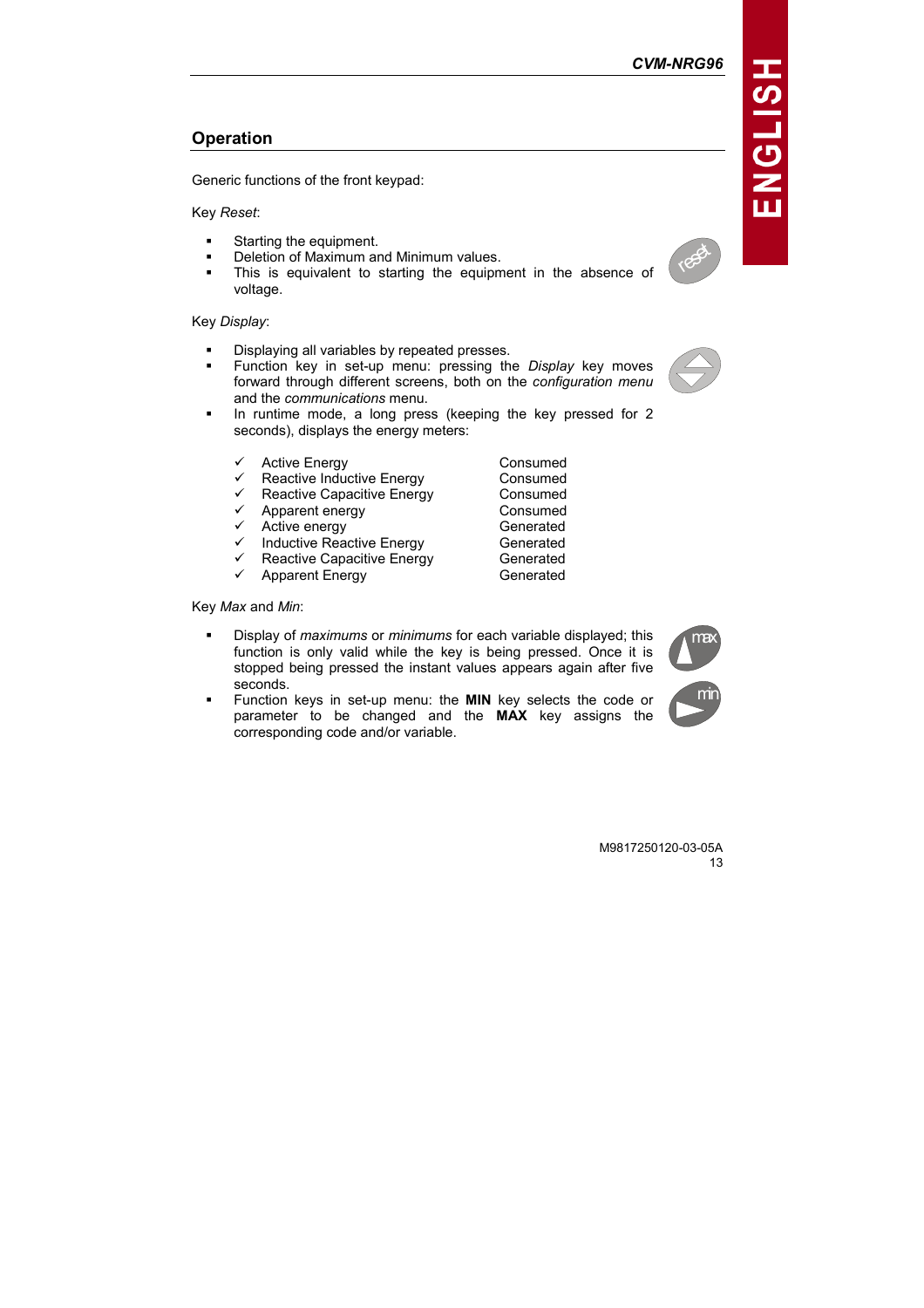## Operation

Generic functions of the front keypad:

Key *Reset*:

- Starting the equipment.
- Deletion of Maximum and Minimum values.
- This is equivalent to starting the equipment in the absence of voltage.

Key *Display*:

- Displaying all variables by repeated presses.
- Function key in set-up menu: pressing the *Display* key moves forward through different screens, both on the *configuration menu* and the *communications* menu.
- In runtime mode, a long press (keeping the key pressed for 2 seconds), displays the energy meters:

| | |
|---|---|
| ✓ Active Energy | Consumed |
| ✓ Reactive Inductive Energy | Consumed |
| ✓ Reactive Capacitive Energy | Consumed |
| ✓ Apparent energy | Consumed |
| ✓ Active energy | Generated |
| ✓ Inductive Reactive Energy | Generated |
| ✓ Reactive Capacitive Energy | Generated |
| ✓ Apparent Energy | Generated |

Key *Max* and *Min*:

- Display of *maximums* or *minimums* for each variable displayed; this function is only valid while the key is being pressed. Once it is stopped being pressed the instant values appears again after five seconds.
- Function keys in set-up menu: the **MIN** key selects the code or parameter to be changed and the **MAX** key assigns the corresponding code and/or variable.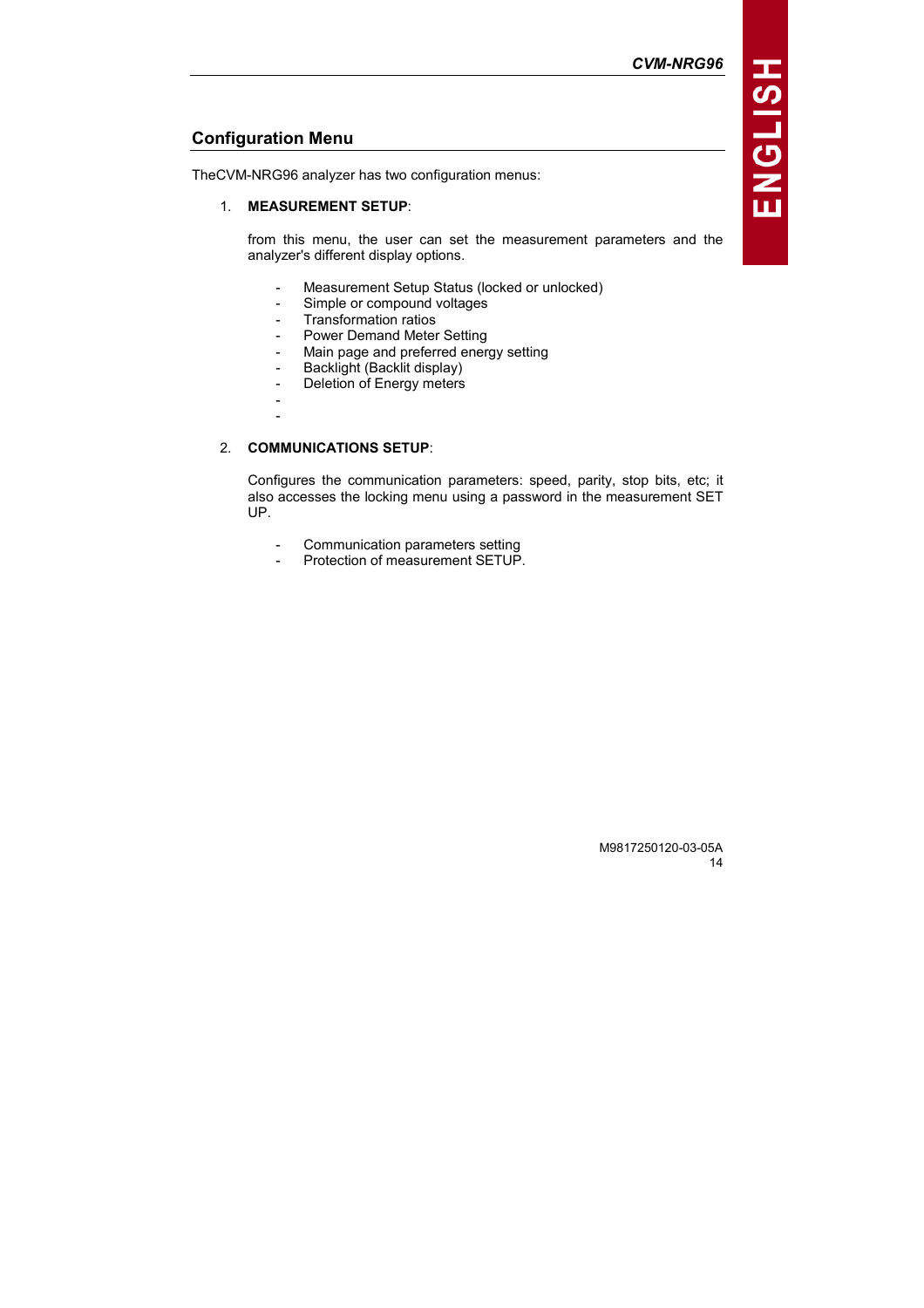## Configuration Menu

TheCVM-NRG96 analyzer has two configuration menus:

1. **MEASUREMENT SETUP**:

   from this menu, the user can set the measurement parameters and the analyzer's different display options.

   - Measurement Setup Status (locked or unlocked)
   - Simple or compound voltages
   - Transformation ratios
   - Power Demand Meter Setting
   - Main page and preferred energy setting
   - Backlight (Backlit display)
   - Deletion of Energy meters
   -
   -

2. **COMMUNICATIONS SETUP**:

   Configures the communication parameters: speed, parity, stop bits, etc; it also accesses the locking menu using a password in the measurement SET UP.

   - Communication parameters setting
   - Protection of measurement SETUP.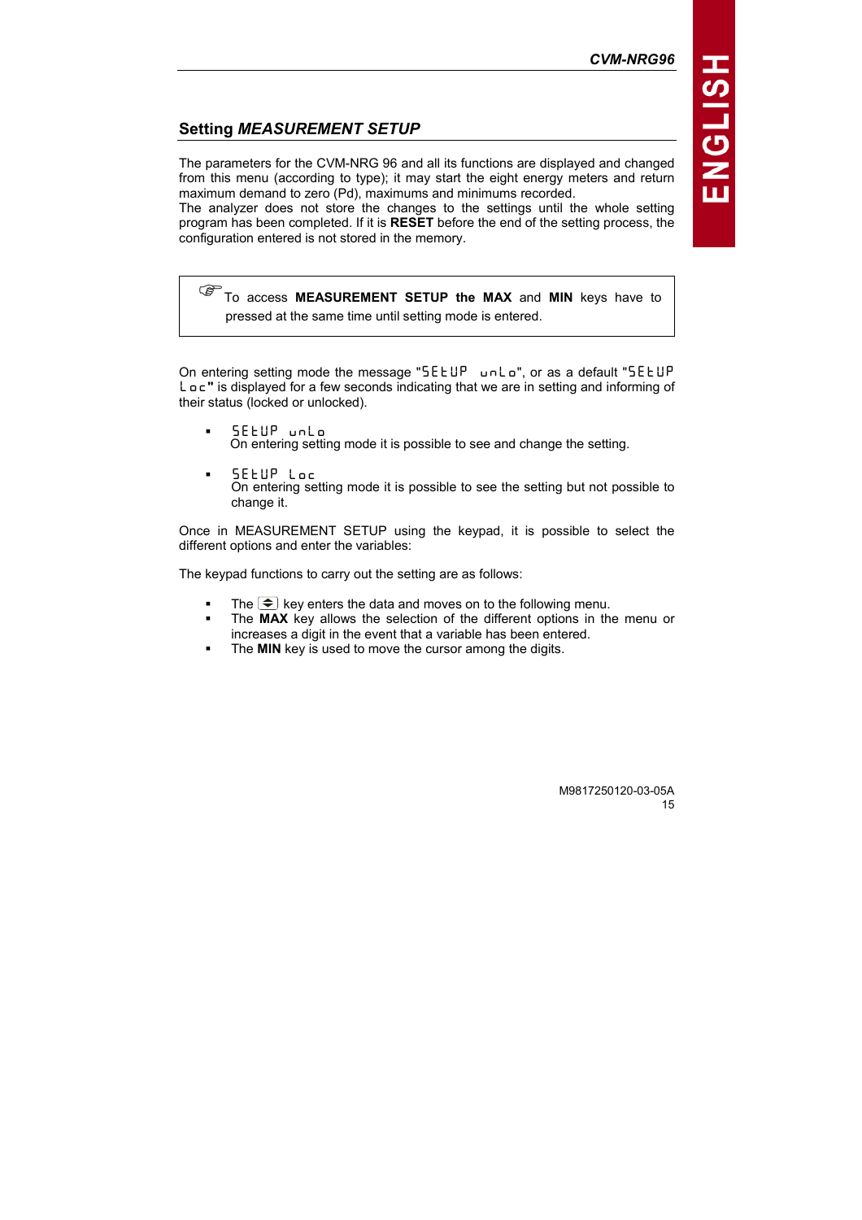## Setting *MEASUREMENT SETUP*

The parameters for the CVM-NRG 96 and all its functions are displayed and changed from this menu (according to type); it may start the eight energy meters and return maximum demand to zero (Pd), maximums and minimums recorded.
The analyzer does not store the changes to the settings until the whole setting program has been completed. If it is **RESET** before the end of the setting process, the configuration entered is not stored in the memory.

> ☞ To access **MEASUREMENT SETUP the MAX** and **MIN** keys have to pressed at the same time until setting mode is entered.

On entering setting mode the message "SEtUP unLo", or as a default "SEtUP Loc**"** is displayed for a few seconds indicating that we are in setting and informing of their status (locked or unlocked).

- SEtUP unLo
  On entering setting mode it is possible to see and change the setting.

- SEtUP Loc
  On entering setting mode it is possible to see the setting but not possible to change it.

Once in MEASUREMENT SETUP using the keypad, it is possible to select the different options and enter the variables:

The keypad functions to carry out the setting are as follows:

- The ⇕ key enters the data and moves on to the following menu.
- The **MAX** key allows the selection of the different options in the menu or increases a digit in the event that a variable has been entered.
- The **MIN** key is used to move the cursor among the digits.

M9817250120-03-05A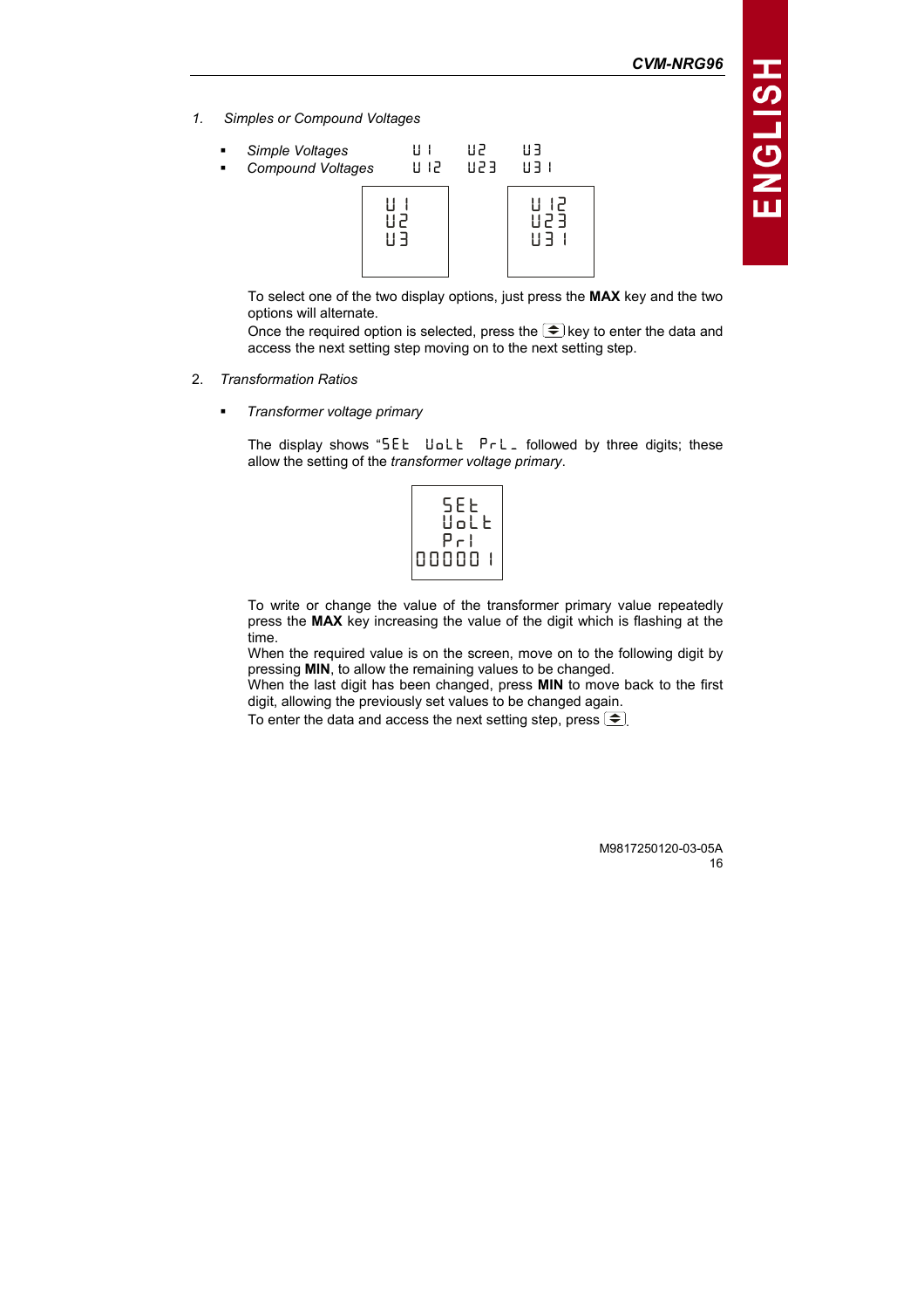1. *Simples or Compound Voltages*

   - *Simple Voltages* U 1 U2 U3
   - *Compound Voltages* U 12 U23 U31

| U 1 U2 U3 | U 12 U23 U31 |
|---|---|

   To select one of the two display options, just press the **MAX** key and the two options will alternate.

   Once the required option is selected, press the [⇕] key to enter the data and access the next setting step moving on to the next setting step.

2. *Transformation Ratios*

   - *Transformer voltage primary*

   The display shows "SEt UoLt PrL\_ followed by three digits; these allow the setting of the *transformer voltage primary*.

| SEt UoLt Pr1 000001 |
|---|

   To write or change the value of the transformer primary value repeatedly press the **MAX** key increasing the value of the digit which is flashing at the time.

   When the required value is on the screen, move on to the following digit by pressing **MIN**, to allow the remaining values to be changed.

   When the last digit has been changed, press **MIN** to move back to the first digit, allowing the previously set values to be changed again.

   To enter the data and access the next setting step, press [⇕].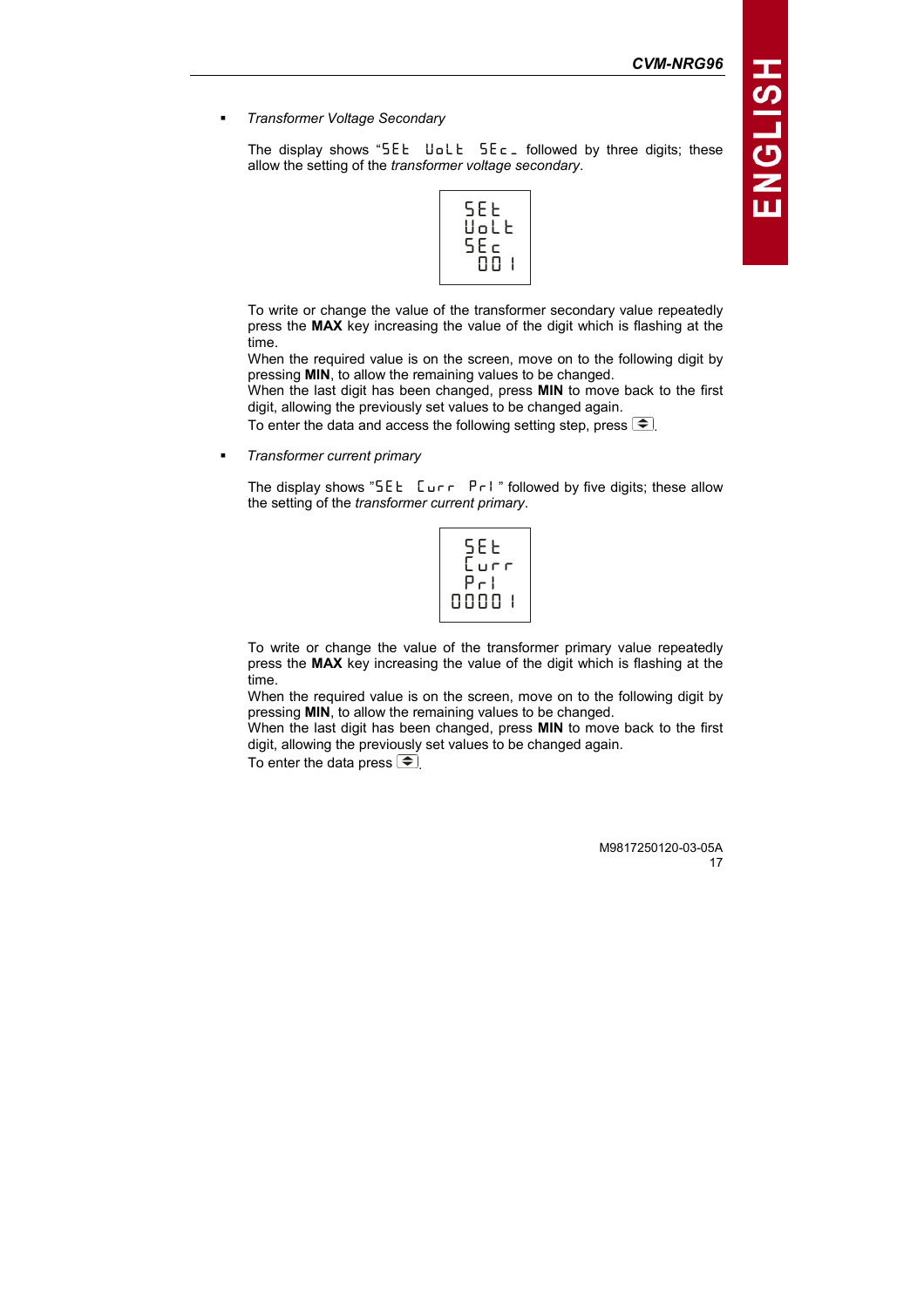- *Transformer Voltage Secondary*

  The display shows "SEt VoLt SEc_ followed by three digits; these allow the setting of the *transformer voltage secondary*.

  ```
  SEt
  VoLt
  SEc
   001
  ```

  To write or change the value of the transformer secondary value repeatedly press the **MAX** key increasing the value of the digit which is flashing at the time.
  When the required value is on the screen, move on to the following digit by pressing **MIN**, to allow the remaining values to be changed.
  When the last digit has been changed, press **MIN** to move back to the first digit, allowing the previously set values to be changed again.
  To enter the data and access the following setting step, press [⇕].

- *Transformer current primary*

  The display shows "SEt Curr Pri" followed by five digits; these allow the setting of the *transformer current primary*.

  ```
  SEt
  Curr
  Pri
  00001
  ```

  To write or change the value of the transformer primary value repeatedly press the **MAX** key increasing the value of the digit which is flashing at the time.
  When the required value is on the screen, move on to the following digit by pressing **MIN**, to allow the remaining values to be changed.
  When the last digit has been changed, press **MIN** to move back to the first digit, allowing the previously set values to be changed again.
  To enter the data press [⇕].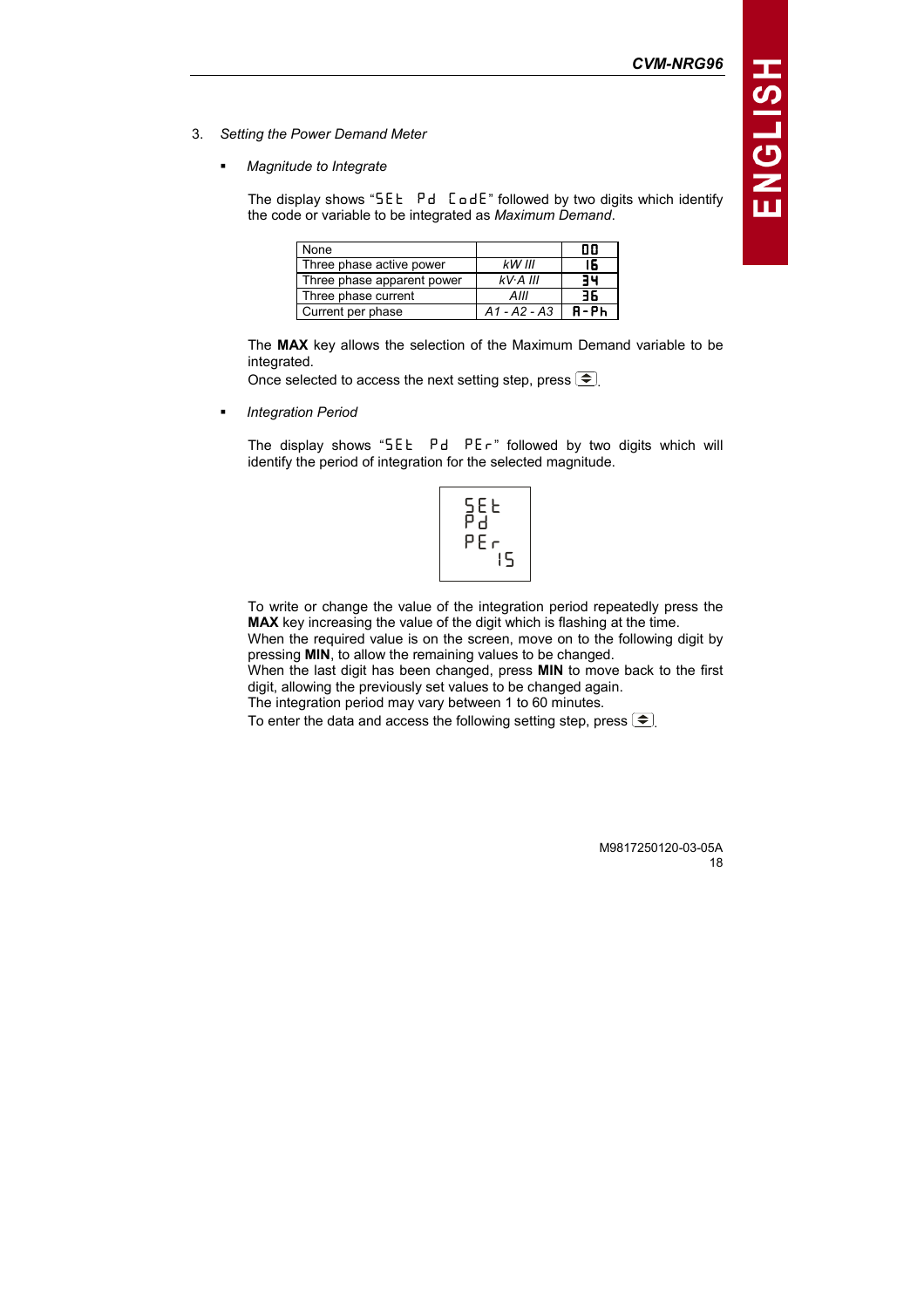3. *Setting the Power Demand Meter*

   - *Magnitude to Integrate*

     The display shows "SEt Pd CodE" followed by two digits which identify the code or variable to be integrated as *Maximum Demand*.

| None | | 00 |
|---|---|---|
| Three phase active power | *kW III* | 16 |
| Three phase apparent power | *kV·A III* | 34 |
| Three phase current | *AIII* | 36 |
| Current per phase | *A1 - A2 - A3* | A-Ph |

     The **MAX** key allows the selection of the Maximum Demand variable to be integrated.
     Once selected to access the next setting step, press ⇕.

   - *Integration Period*

     The display shows "SEt Pd PEr" followed by two digits which will identify the period of integration for the selected magnitude.

     SEt
     Pd
     PEr
     15

     To write or change the value of the integration period repeatedly press the **MAX** key increasing the value of the digit which is flashing at the time.
     When the required value is on the screen, move on to the following digit by pressing **MIN**, to allow the remaining values to be changed.
     When the last digit has been changed, press **MIN** to move back to the first digit, allowing the previously set values to be changed again.
     The integration period may vary between 1 to 60 minutes.
     To enter the data and access the following setting step, press ⇕.

M9817250120-03-05A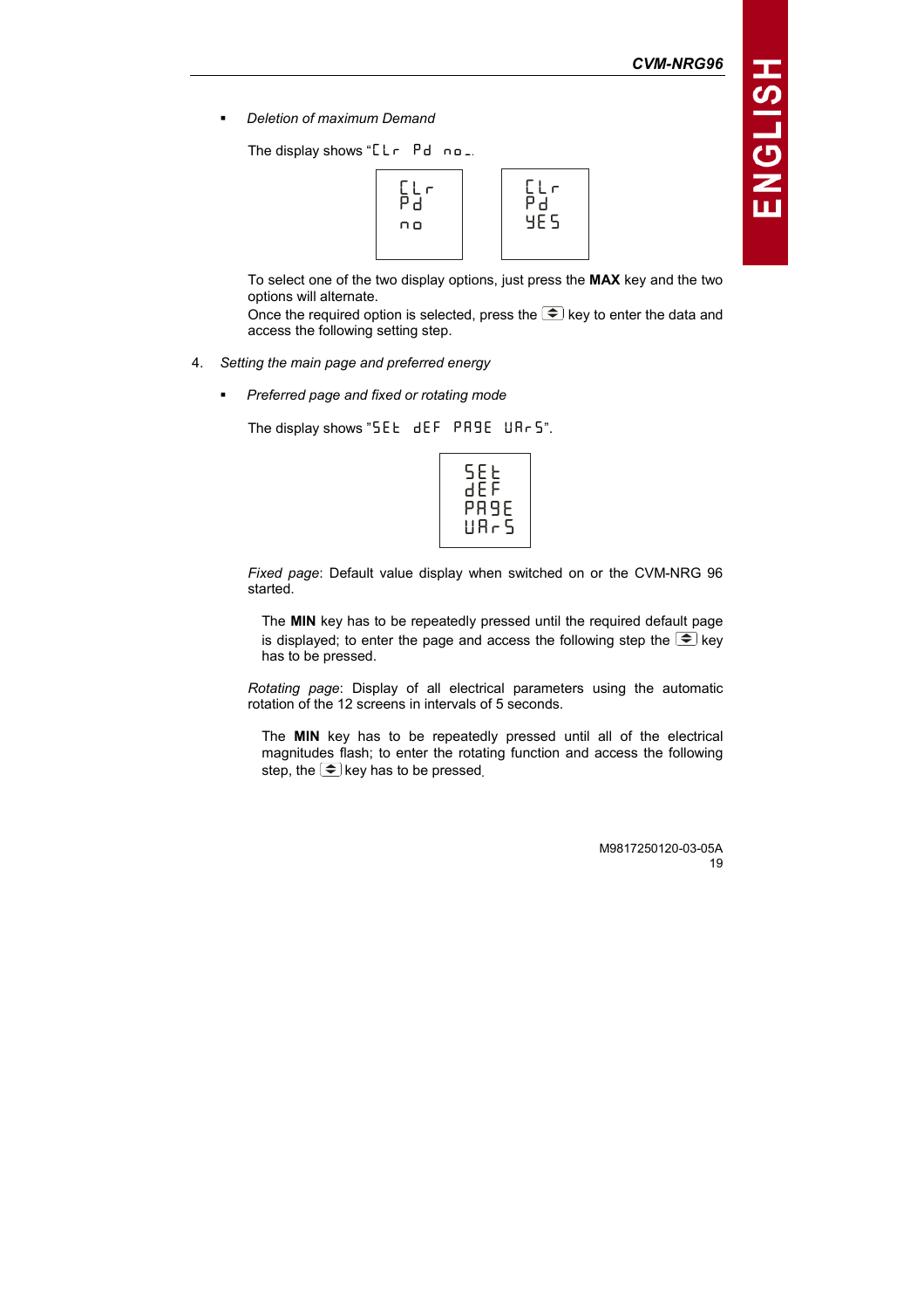- *Deletion of maximum Demand*

  The display shows "CLr Pd no".

  | CLr Pd no | CLr Pd YES |
  |---|---|

  To select one of the two display options, just press the **MAX** key and the two options will alternate.
  Once the required option is selected, press the ⇕ key to enter the data and access the following setting step.

4. *Setting the main page and preferred energy*

- *Preferred page and fixed or rotating mode*

  The display shows "SEt dEF PAGE UArS".

  | SEt dEF PAGE UArS |
  |---|

  *Fixed page*: Default value display when switched on or the CVM-NRG 96 started.

  The **MIN** key has to be repeatedly pressed until the required default page is displayed; to enter the page and access the following step the ⇕ key has to be pressed.

  *Rotating page*: Display of all electrical parameters using the automatic rotation of the 12 screens in intervals of 5 seconds.

  The **MIN** key has to be repeatedly pressed until all of the electrical magnitudes flash; to enter the rotating function and access the following step, the ⇕ key has to be pressed.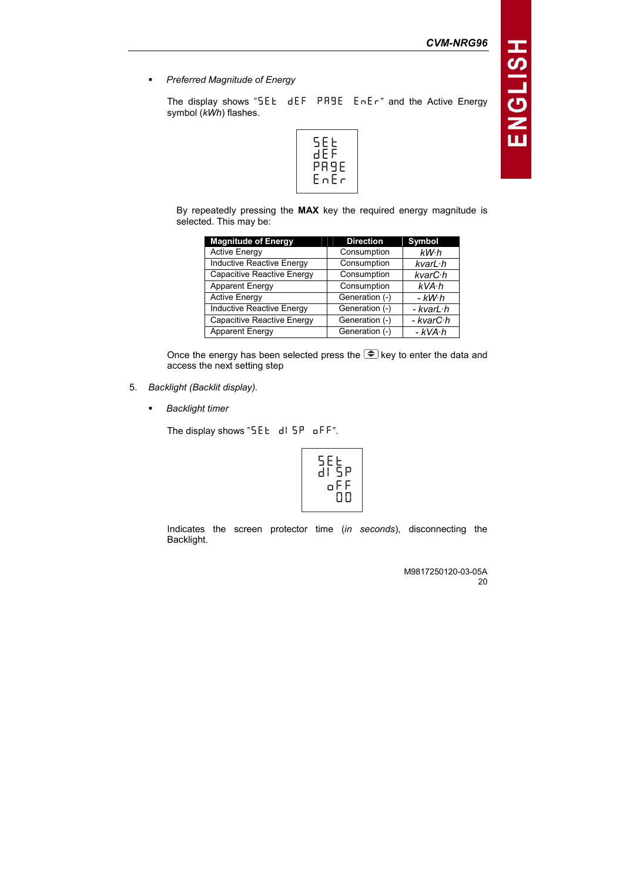- *Preferred Magnitude of Energy*

  The display shows "SEt dEF PA9E EnEr" and the Active Energy symbol (*kWh*) flashes.

  ```
  SEt
  dEF
  PA9E
  EnEr
  ```

  By repeatedly pressing the **MAX** key the required energy magnitude is selected. This may be:

| Magnitude of Energy | Direction | Symbol |
|---|---|---|
| Active Energy | Consumption | *kW·h* |
| Inductive Reactive Energy | Consumption | *kvarL·h* |
| Capacitive Reactive Energy | Consumption | *kvarC·h* |
| Apparent Energy | Consumption | *kVA·h* |
| Active Energy | Generation (-) | *- kW·h* |
| Inductive Reactive Energy | Generation (-) | *- kvarL·h* |
| Capacitive Reactive Energy | Generation (-) | *- kvarC·h* |
| Apparent Energy | Generation (-) | *- kVA·h* |

  Once the energy has been selected press the key to enter the data and access the next setting step

5. *Backlight (Backlit display).*

- *Backlight timer*

  The display shows "SEt dISP oFF".

  ```
  SEt
  dISP
  oFF
  00
  ```

  Indicates the screen protector time (*in seconds*), disconnecting the Backlight.

M9817250120-03-05A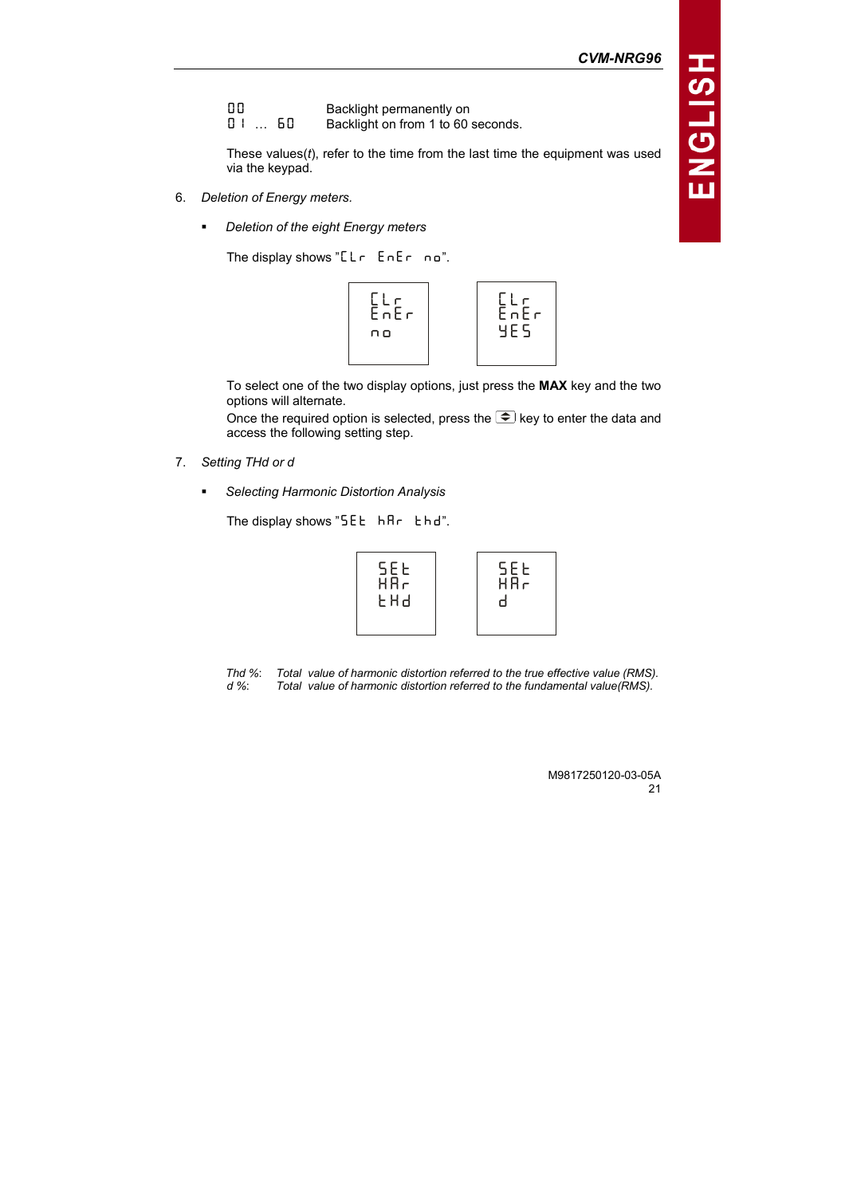| | |
|---|---|
| 00 | Backlight permanently on |
| 01 … 60 | Backlight on from 1 to 60 seconds. |

These values(*t*), refer to the time from the last time the equipment was used via the keypad.

6. *Deletion of Energy meters.*

   - *Deletion of the eight Energy meters*

   The display shows "CLr EnEr no".

   | | |
   |---|---|
   | CLr<br>EnEr<br>no | CLr<br>EnEr<br>YES |

   To select one of the two display options, just press the **MAX** key and the two options will alternate.
   Once the required option is selected, press the key to enter the data and access the following setting step.

7. *Setting THd or d*

   - *Selecting Harmonic Distortion Analysis*

   The display shows "SEt hAr thd".

   | | |
   |---|---|
   | SEt<br>HAr<br>tHd | SEt<br>HAr<br>d |

*Thd %*: *Total value of harmonic distortion referred to the true effective value (RMS).*
*d %*: *Total value of harmonic distortion referred to the fundamental value(RMS).*

M9817250120-03-05A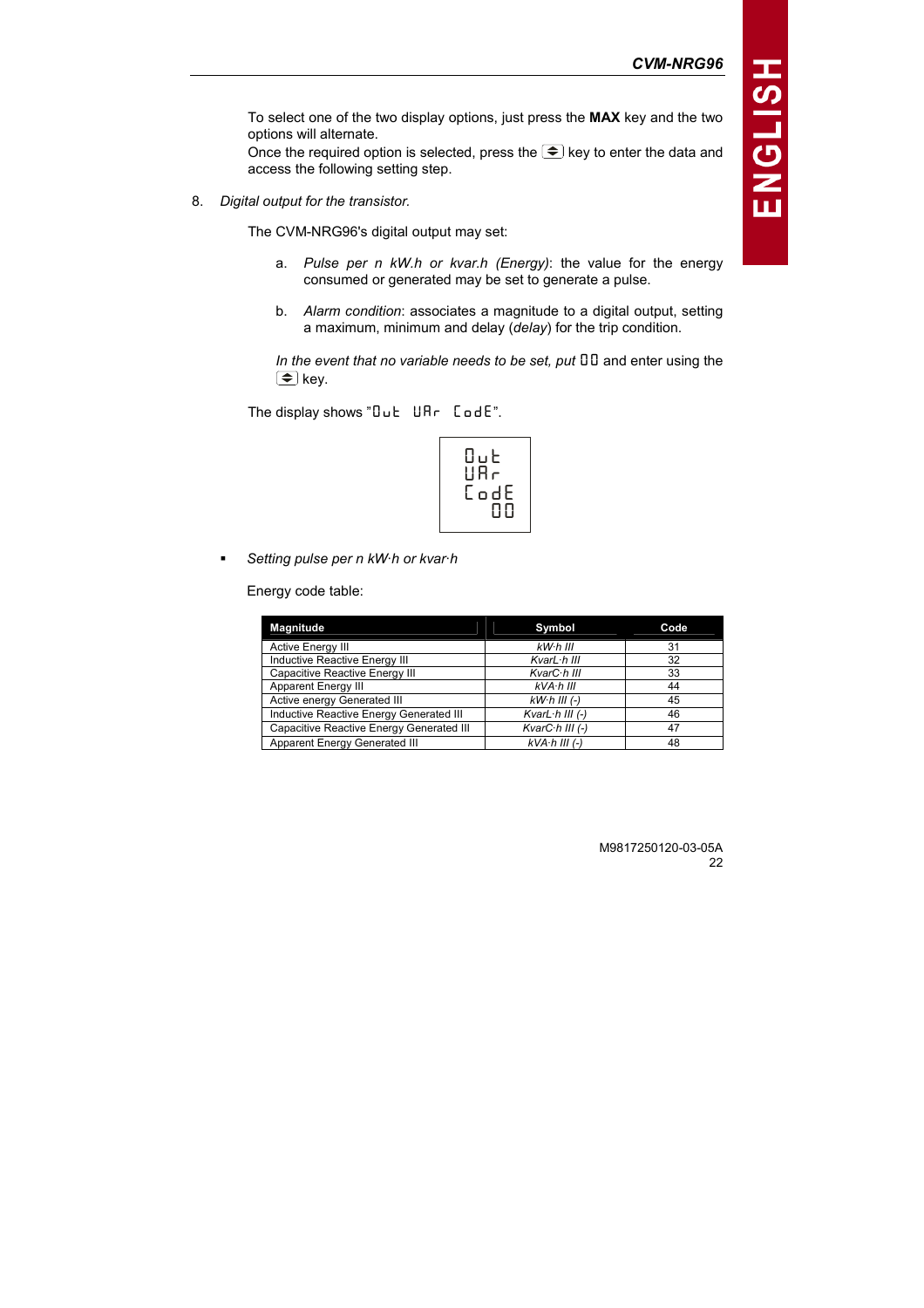To select one of the two display options, just press the **MAX** key and the two options will alternate.
Once the required option is selected, press the ⬍ key to enter the data and access the following setting step.

8. *Digital output for the transistor.*

The CVM-NRG96's digital output may set:

a. *Pulse per n kW.h or kvar.h (Energy)*: the value for the energy consumed or generated may be set to generate a pulse.

b. *Alarm condition*: associates a magnitude to a digital output, setting a maximum, minimum and delay (*delay*) for the trip condition.

*In the event that no variable needs to be set, put* 00 and enter using the ⬍ key.

The display shows "Out UAr CodE".

```
Out
UAr
CodE
  00
```

- *Setting pulse per n kW·h or kvar·h*

Energy code table:

| Magnitude | Symbol | Code |
|---|---|---|
| Active Energy III | *kW·h III* | 31 |
| Inductive Reactive Energy III | *KvarL·h III* | 32 |
| Capacitive Reactive Energy III | *KvarC·h III* | 33 |
| Apparent Energy III | *kVA·h III* | 44 |
| Active energy Generated III | *kW·h III (-)* | 45 |
| Inductive Reactive Energy Generated III | *KvarL·h III (-)* | 46 |
| Capacitive Reactive Energy Generated III | *KvarC·h III (-)* | 47 |
| Apparent Energy Generated III | *kVA·h III (-)* | 48 |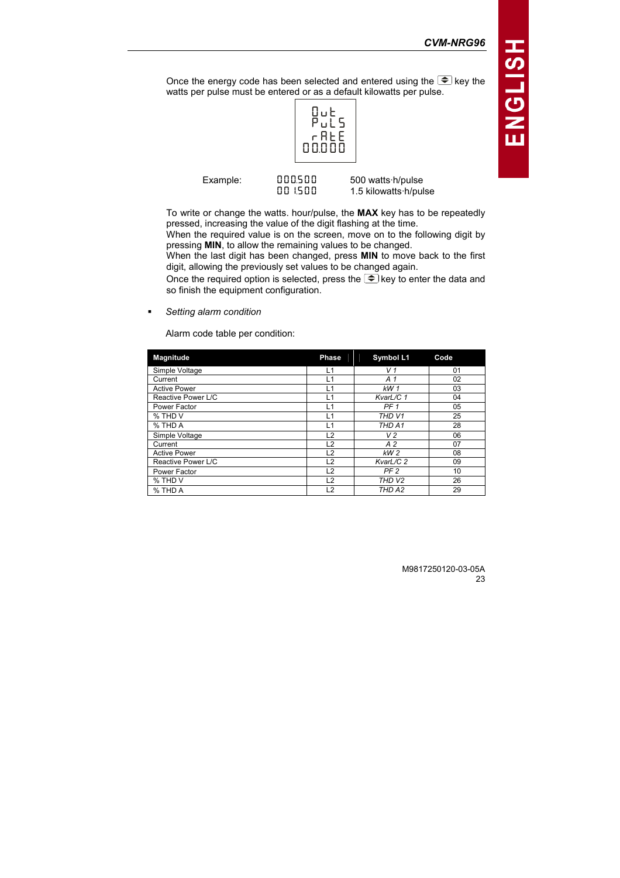Once the energy code has been selected and entered using the [⇕] key the watts per pulse must be entered or as a default kilowatts per pulse.

```
OuT
PuLS
rATE
00.000
```

| Example: | 000.500 | 500 watts·h/pulse |
|---|---|---|
| | 001.500 | 1.5 kilowatts·h/pulse |

To write or change the watts. hour/pulse, the **MAX** key has to be repeatedly pressed, increasing the value of the digit flashing at the time.
When the required value is on the screen, move on to the following digit by pressing **MIN**, to allow the remaining values to be changed.
When the last digit has been changed, press **MIN** to move back to the first digit, allowing the previously set values to be changed again.
Once the required option is selected, press the [⇕] key to enter the data and so finish the equipment configuration.

- *Setting alarm condition*

Alarm code table per condition:

| Magnitude | Phase | Symbol L1 | Code |
|---|---|---|---|
| Simple Voltage | L1 | *V 1* | 01 |
| Current | L1 | *A 1* | 02 |
| Active Power | L1 | *kW 1* | 03 |
| Reactive Power L/C | L1 | *KvarL/C 1* | 04 |
| Power Factor | L1 | *PF 1* | 05 |
| % THD V | L1 | *THD V1* | 25 |
| % THD A | L1 | *THD A1* | 28 |
| Simple Voltage | L2 | *V 2* | 06 |
| Current | L2 | *A 2* | 07 |
| Active Power | L2 | *kW 2* | 08 |
| Reactive Power L/C | L2 | *KvarL/C 2* | 09 |
| Power Factor | L2 | *PF 2* | 10 |
| % THD V | L2 | *THD V2* | 26 |
| % THD A | L2 | *THD A2* | 29 |

M9817250120-03-05A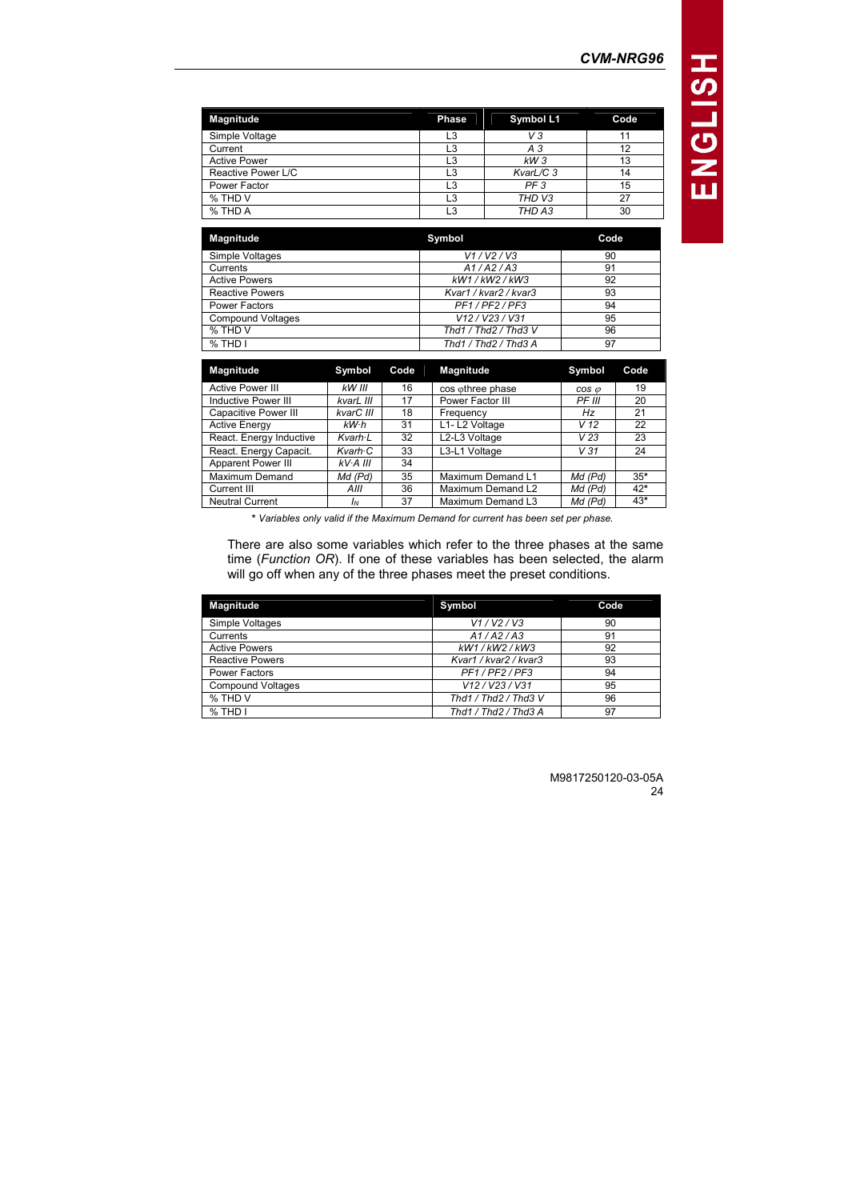| Magnitude | Phase | Symbol L1 | Code |
|---|---|---|---|
| Simple Voltage | L3 | *V 3* | 11 |
| Current | L3 | *A 3* | 12 |
| Active Power | L3 | *kW 3* | 13 |
| Reactive Power L/C | L3 | *KvarL/C 3* | 14 |
| Power Factor | L3 | *PF 3* | 15 |
| % THD V | L3 | *THD V3* | 27 |
| % THD A | L3 | *THD A3* | 30 |

| Magnitude | Symbol | Code |
|---|---|---|
| Simple Voltages | *V1 / V2 / V3* | 90 |
| Currents | *A1 / A2 / A3* | 91 |
| Active Powers | *kW1 / kW2 / kW3* | 92 |
| Reactive Powers | *Kvar1 / kvar2 / kvar3* | 93 |
| Power Factors | *PF1 / PF2 / PF3* | 94 |
| Compound Voltages | *V12 / V23 / V31* | 95 |
| % THD V | *Thd1 / Thd2 / Thd3 V* | 96 |
| % THD I | *Thd1 / Thd2 / Thd3 A* | 97 |

| Magnitude | Symbol | Code | Magnitude | Symbol | Code |
|---|---|---|---|---|---|
| Active Power III | *kW III* | 16 | cos φ three phase | *cos φ* | 19 |
| Inductive Power III | *kvarL III* | 17 | Power Factor III | *PF III* | 20 |
| Capacitive Power III | *kvarC III* | 18 | Frequency | *Hz* | 21 |
| Active Energy | *kW·h* | 31 | L1- L2 Voltage | *V 12* | 22 |
| React. Energy Inductive | *Kvarh·L* | 32 | L2-L3 Voltage | *V 23* | 23 |
| React. Energy Capacit. | *Kvarh·C* | 33 | L3-L1 Voltage | *V 31* | 24 |
| Apparent Power III | *kV·A III* | 34 | | | |
| Maximum Demand | *Md (Pd)* | 35 | Maximum Demand L1 | *Md (Pd)* | 35* |
| Current III | *AIII* | 36 | Maximum Demand L2 | *Md (Pd)* | 42* |
| Neutral Current | $I_N$ | 37 | Maximum Demand L3 | *Md (Pd)* | 43* |

*** *Variables only valid if the Maximum Demand for current has been set per phase.***

There are also some variables which refer to the three phases at the same time (*Function OR*). If one of these variables has been selected, the alarm will go off when any of the three phases meet the preset conditions.

| Magnitude | Symbol | Code |
|---|---|---|
| Simple Voltages | *V1 / V2 / V3* | 90 |
| Currents | *A1 / A2 / A3* | 91 |
| Active Powers | *kW1 / kW2 / kW3* | 92 |
| Reactive Powers | *Kvar1 / kvar2 / kvar3* | 93 |
| Power Factors | *PF1 / PF2 / PF3* | 94 |
| Compound Voltages | *V12 / V23 / V31* | 95 |
| % THD V | *Thd1 / Thd2 / Thd3 V* | 96 |
| % THD I | *Thd1 / Thd2 / Thd3 A* | 97 |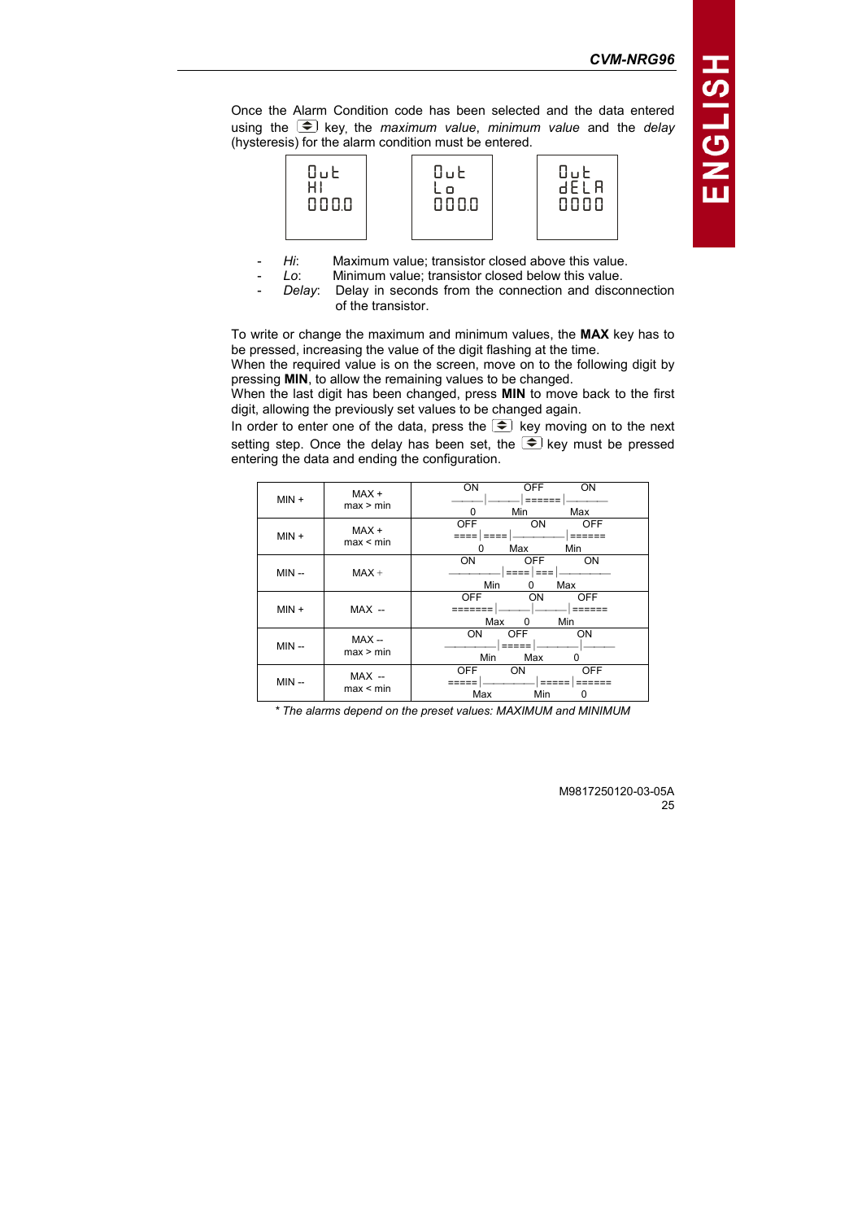Once the Alarm Condition code has been selected and the data entered using the key, the *maximum value*, *minimum value* and the *delay* (hysteresis) for the alarm condition must be entered.

| Out HI 000.0 | Out Lo 000.0 | Out dELA 0000 |
|---|---|---|

- *Hi*: Maximum value; transistor closed above this value.
- *Lo*: Minimum value; transistor closed below this value.
- *Delay*: Delay in seconds from the connection and disconnection of the transistor.

To write or change the maximum and minimum values, the **MAX** key has to be pressed, increasing the value of the digit flashing at the time.
When the required value is on the screen, move on to the following digit by pressing **MIN**, to allow the remaining values to be changed.
When the last digit has been changed, press **MIN** to move back to the first digit, allowing the previously set values to be changed again.
In order to enter one of the data, press the key moving on to the next setting step. Once the delay has been set, the key must be pressed entering the data and ending the configuration.

| | | |
|---|---|---|
| MIN + | MAX + max > min | ON / OFF / ON — 0, Min, Max |
| MIN + | MAX + max < min | OFF / ON / OFF — 0, Max, Min |
| MIN -- | MAX + | ON / OFF / ON — Min, 0, Max |
| MIN + | MAX -- | OFF / ON / OFF — Max, 0, Min |
| MIN -- | MAX -- max > min | ON / OFF / ON — Min, Max, 0 |
| MIN -- | MAX -- max < min | OFF / ON / OFF — Max, Min, 0 |

*\* The alarms depend on the preset values: MAXIMUM and MINIMUM*

M9817250120-03-05A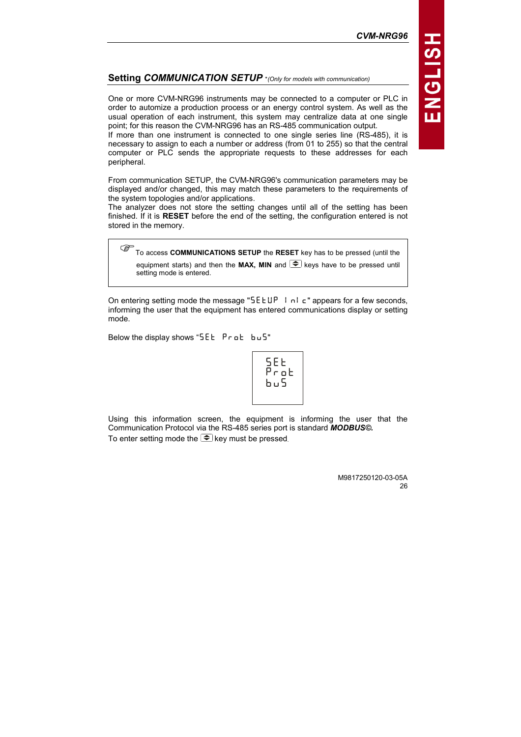## Setting *COMMUNICATION SETUP* *\*(Only for models with communication)*

One or more CVM-NRG96 instruments may be connected to a computer or PLC in order to automize a production process or an energy control system. As well as the usual operation of each instrument, this system may centralize data at one single point; for this reason the CVM-NRG96 has an RS-485 communication output.
If more than one instrument is connected to one single series line (RS-485), it is necessary to assign to each a number or address (from 01 to 255) so that the central computer or PLC sends the appropriate requests to these addresses for each peripheral.

From communication SETUP, the CVM-NRG96's communication parameters may be displayed and/or changed, this may match these parameters to the requirements of the system topologies and/or applications.
The analyzer does not store the setting changes until all of the setting has been finished. If it is **RESET** before the end of the setting, the configuration entered is not stored in the memory.

> ☞ To access **COMMUNICATIONS SETUP** the **RESET** key has to be pressed (until the equipment starts) and then the **MAX, MIN** and ⇕ keys have to be pressed until setting mode is entered.

On entering setting mode the message "SEtUP  Ini c" appears for a few seconds, informing the user that the equipment has entered communications display or setting mode.

Below the display shows "SEt  Prot  buS"

```
SEt
Prot
buS
```

Using this information screen, the equipment is informing the user that the Communication Protocol via the RS-485 series port is standard ***MODBUS©.***
To enter setting mode the ⇕ key must be pressed.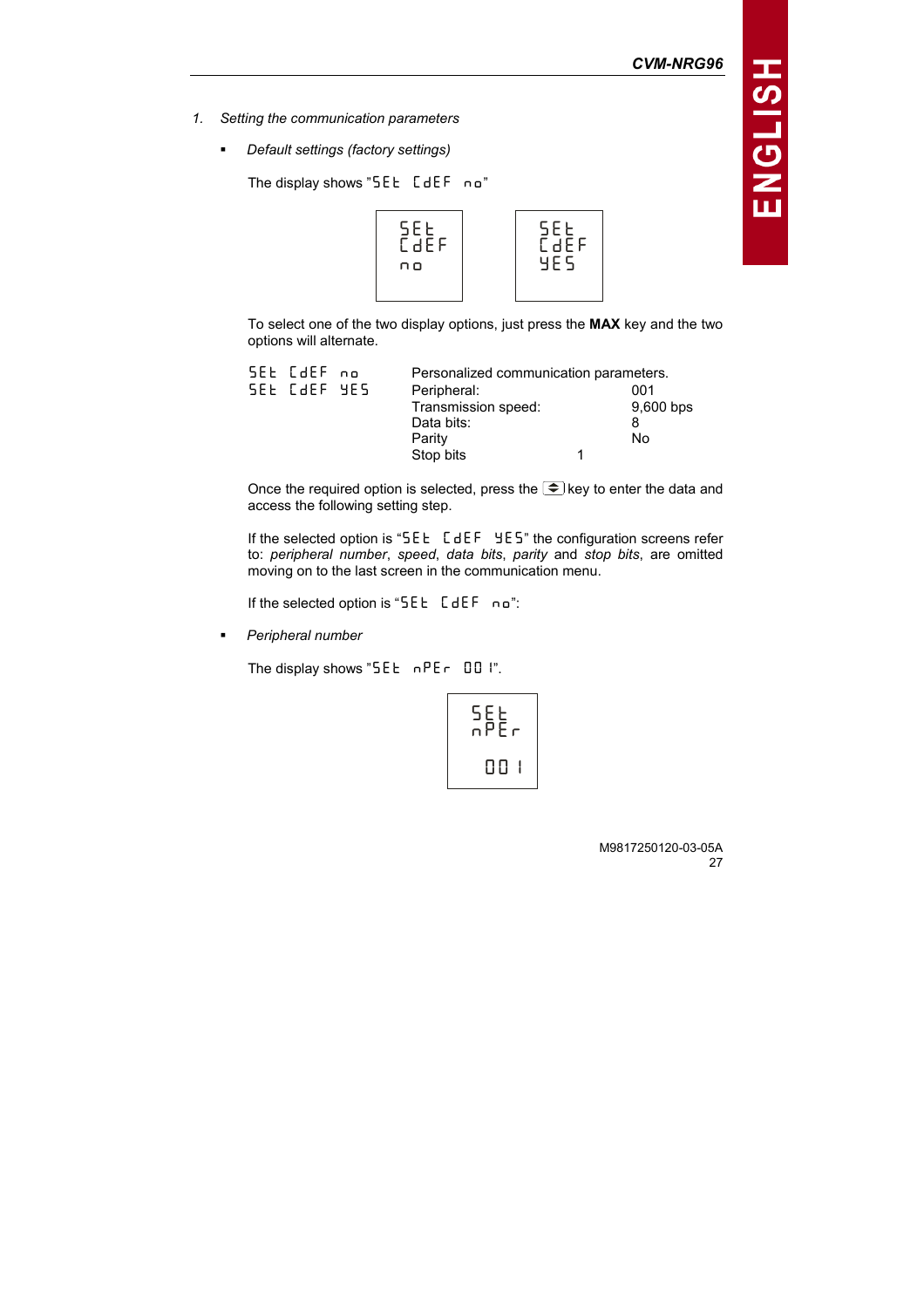1. *Setting the communication parameters*

- *Default settings (factory settings)*

The display shows "SEt CdEF no"

| SEt CdEF no | SEt CdEF YES |
|---|---|

To select one of the two display options, just press the **MAX** key and the two options will alternate.

| | | |
|---|---|---|
| SEt CdEF no | Personalized communication parameters. | |
| SEt CdEF YES | Peripheral: | 001 |
| | Transmission speed: | 9,600 bps |
| | Data bits: | 8 |
| | Parity | No |
| | Stop bits | 1 |

Once the required option is selected, press the key to enter the data and access the following setting step.

If the selected option is "SEt CdEF YES" the configuration screens refer to: *peripheral number*, *speed*, *data bits*, *parity* and *stop bits*, are omitted moving on to the last screen in the communication menu.

If the selected option is "SEt CdEF no":

- *Peripheral number*

The display shows "SEt nPEr 001".

| SEt nPEr 001 |
|---|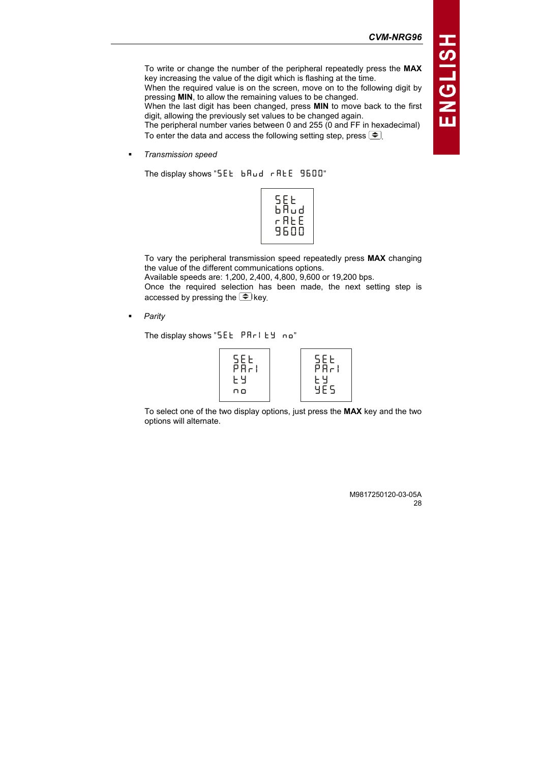To write or change the number of the peripheral repeatedly press the **MAX** key increasing the value of the digit which is flashing at the time.
When the required value is on the screen, move on to the following digit by pressing **MIN**, to allow the remaining values to be changed.
When the last digit has been changed, press **MIN** to move back to the first digit, allowing the previously set values to be changed again.
The peripheral number varies between 0 and 255 (0 and FF in hexadecimal)
To enter the data and access the following setting step, press ⇕.

- *Transmission speed*

The display shows "SEt bAud rAtE 9600"

```
SEt
bAud
rAtE
9600
```

To vary the peripheral transmission speed repeatedly press **MAX** changing the value of the different communications options.
Available speeds are: 1,200, 2,400, 4,800, 9,600 or 19,200 bps.
Once the required selection has been made, the next setting step is accessed by pressing the ⇕ key.

- *Parity*

The display shows "SEt PAri tY no"

```
SEt        SEt
PAri       PAri
tY         tY
no         YES
```

To select one of the two display options, just press the **MAX** key and the two options will alternate.

M9817250120-03-05A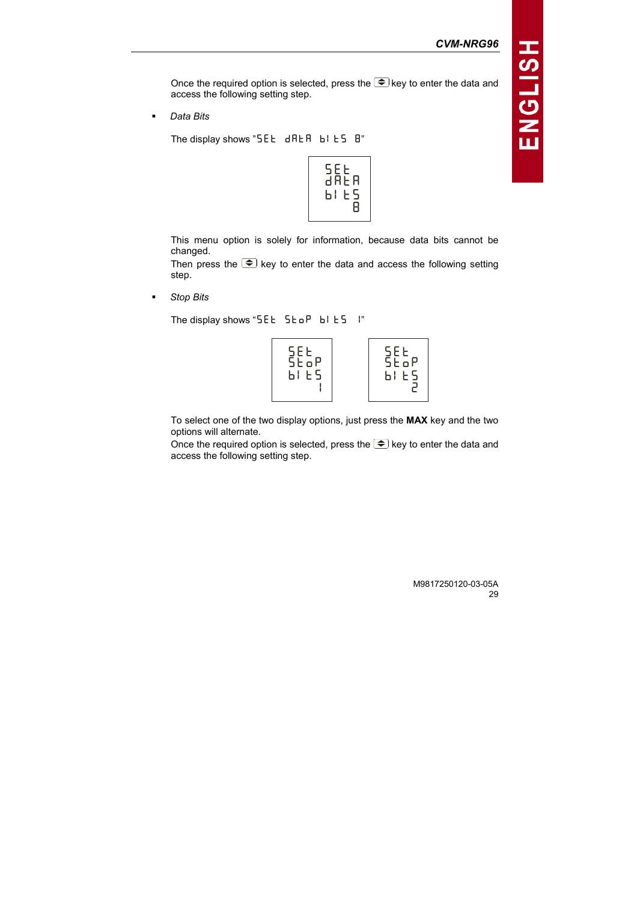Once the required option is selected, press the [⇕] key to enter the data and access the following setting step.

- *Data Bits*

The display shows "SEt dAtA bItS 8"

```
SEt
dAtA
bItS
   8
```

This menu option is solely for information, because data bits cannot be changed.
Then press the [⇕] key to enter the data and access the following setting step.

- *Stop Bits*

The display shows "SEt StoP bItS 1"

```
SEt        SEt
StoP       StoP
bItS       bItS
   1          2
```

To select one of the two display options, just press the **MAX** key and the two options will alternate.
Once the required option is selected, press the [⇕] key to enter the data and access the following setting step.

M9817250120-03-05A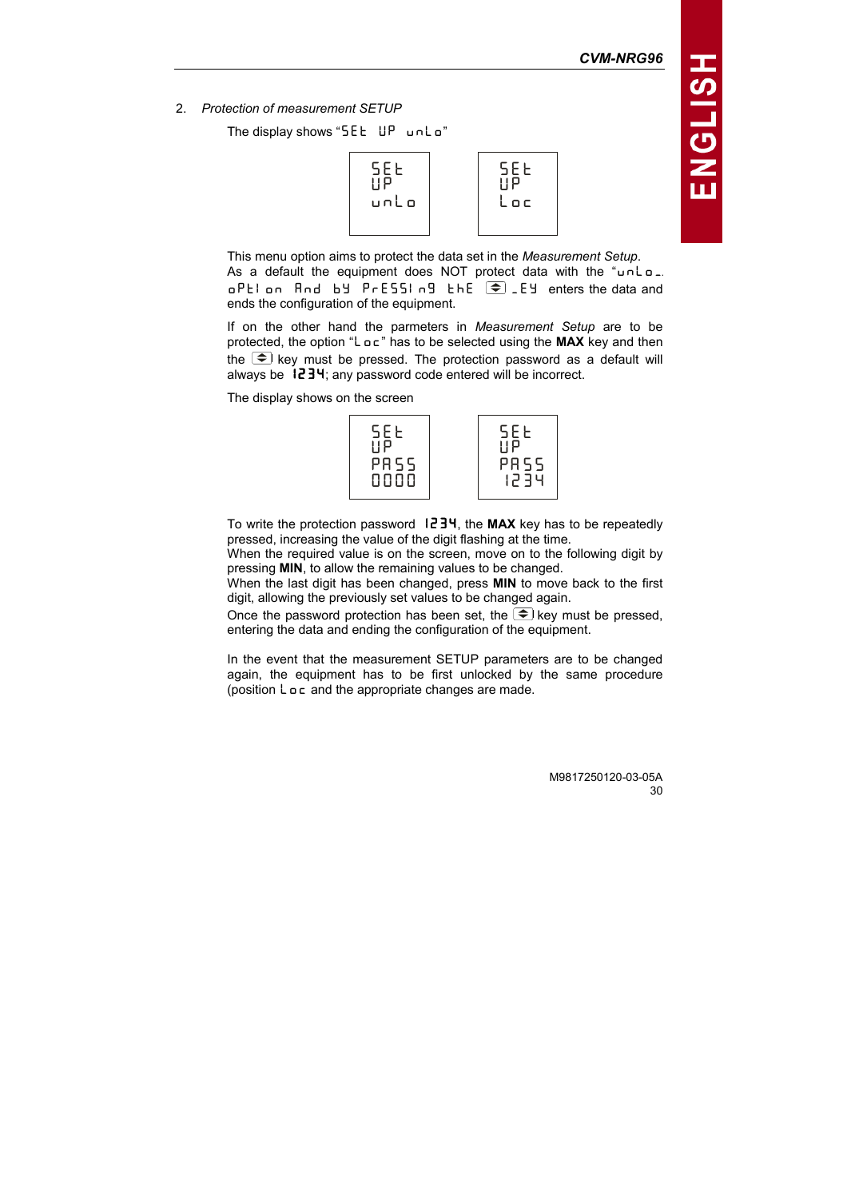2. *Protection of measurement SETUP*

The display shows "SEt UP unLo"

| SEt UP unLo | SEt UP Loc |
|---|---|

This menu option aims to protect the data set in the *Measurement Setup*.
As a default the equipment does NOT protect data with the "unLo_ oPtIon And bY PrESSIng thE [key] _EY enters the data and ends the configuration of the equipment.

If on the other hand the parmeters in *Measurement Setup* are to be protected, the option "Loc" has to be selected using the **MAX** key and then the [key] key must be pressed. The protection password as a default will always be 1234; any password code entered will be incorrect.

The display shows on the screen

| SEt UP PASS 0000 | SEt UP PASS 1234 |
|---|---|

To write the protection password 1234, the **MAX** key has to be repeatedly pressed, increasing the value of the digit flashing at the time.
When the required value is on the screen, move on to the following digit by pressing **MIN**, to allow the remaining values to be changed.
When the last digit has been changed, press **MIN** to move back to the first digit, allowing the previously set values to be changed again.
Once the password protection has been set, the [key] key must be pressed, entering the data and ending the configuration of the equipment.

In the event that the measurement SETUP parameters are to be changed again, the equipment has to be first unlocked by the same procedure (position Loc and the appropriate changes are made.

M9817250120-03-05A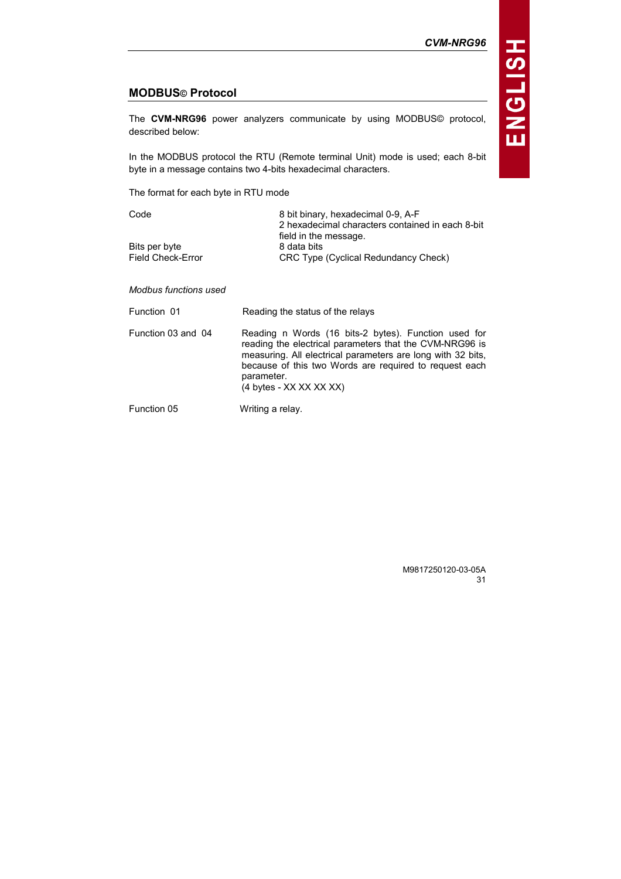## MODBUS© Protocol

The **CVM-NRG96** power analyzers communicate by using MODBUS© protocol, described below:

In the MODBUS protocol the RTU (Remote terminal Unit) mode is used; each 8-bit byte in a message contains two 4-bits hexadecimal characters.

The format for each byte in RTU mode

| | |
|---|---|
| Code | 8 bit binary, hexadecimal 0-9, A-F<br>2 hexadecimal characters contained in each 8-bit field in the message. |
| Bits per byte | 8 data bits |
| Field Check-Error | CRC Type (Cyclical Redundancy Check) |

*Modbus functions used*

| | |
|---|---|
| Function 01 | Reading the status of the relays |
| Function 03 and 04 | Reading n Words (16 bits-2 bytes). Function used for reading the electrical parameters that the CVM-NRG96 is measuring. All electrical parameters are long with 32 bits, because of this two Words are required to request each parameter.<br>(4 bytes - XX XX XX XX) |
| Function 05 | Writing a relay. |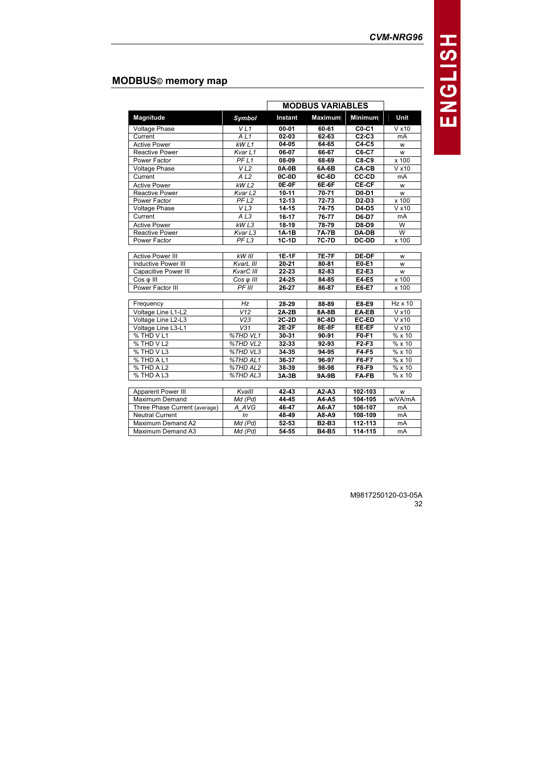## MODBUS© memory map

| Magnitude | Symbol | MODBUS VARIABLES Instant | Maximum | Minimum | Unit |
|---|---|---|---|---|---|
| Voltage Phase | V L1 | 00-01 | 60-61 | C0-C1 | V x10 |
| Current | A L1 | 02-03 | 62-63 | C2-C3 | mA |
| Active Power | kW L1 | 04-05 | 64-65 | C4-C5 | w |
| Reactive Power | Kvar L1 | 06-07 | 66-67 | C6-C7 | w |
| Power Factor | PF L1 | 08-09 | 68-69 | C8-C9 | x 100 |
| Voltage Phase | V L2 | 0A-0B | 6A-6B | CA-CB | V x10 |
| Current | A L2 | 0C-0D | 6C-6D | CC-CD | mA |
| Active Power | kW L2 | 0E-0F | 6E-6F | CE-CF | w |
| Reactive Power | Kvar L2 | 10-11 | 70-71 | D0-D1 | w |
| Power Factor | PF L2 | 12-13 | 72-73 | D2-D3 | x 100 |
| Voltage Phase | V L3 | 14-15 | 74-75 | D4-D5 | V x10 |
| Current | A L3 | 16-17 | 76-77 | D6-D7 | mA |
| Active Power | kW L3 | 18-19 | 78-79 | D8-D9 | W |
| Reactive Power | Kvar L3 | 1A-1B | 7A-7B | DA-DB | W |
| Power Factor | PF L3 | 1C-1D | 7C-7D | DC-DD | x 100 |
| | | | | | |
| Active Power III | kW III | 1E-1F | 7E-7F | DE-DF | w |
| Inductive Power III | KvarL III | 20-21 | 80-81 | E0-E1 | w |
| Capacitive Power III | KvarC III | 22-23 | 82-83 | E2-E3 | w |
| Cos φ III | Cos φ III | 24-25 | 84-85 | E4-E5 | x 100 |
| Power Factor III | PF III | 26-27 | 86-87 | E6-E7 | x 100 |
| | | | | | |
| Frequency | Hz | 28-29 | 88-89 | E8-E9 | Hz x 10 |
| Voltage Line L1-L2 | V12 | 2A-2B | 8A-8B | EA-EB | V x10 |
| Voltage Line L2-L3 | V23 | 2C-2D | 8C-8D | EC-ED | V x10 |
| Voltage Line L3-L1 | V31 | 2E-2F | 8E-8F | EE-EF | V x10 |
| % THD V L1 | %THD VL1 | 30-31 | 90-91 | F0-F1 | % x 10 |
| % THD V L2 | %THD VL2 | 32-33 | 92-93 | F2-F3 | % x 10 |
| % THD V L3 | %THD VL3 | 34-35 | 94-95 | F4-F5 | % x 10 |
| % THD A L1 | %THD AL1 | 36-37 | 96-97 | F6-F7 | % x 10 |
| % THD A L2 | %THD AL2 | 38-39 | 98-98 | F8-F9 | % x 10 |
| % THD A L3 | %THD AL3 | 3A-3B | 9A-9B | FA-FB | % x 10 |
| | | | | | |
| Apparent Power III | KvaIII | 42-43 | A2-A3 | 102-103 | w |
| Maximum Demand | Md (Pd) | 44-45 | A4-A5 | 104-105 | w/VA/mA |
| Three Phase Current (average) | A_AVG | 46-47 | A6-A7 | 106-107 | mA |
| Neutral Current | In | 48-49 | A8-A9 | 108-109 | mA |
| Maximum Demand A2 | Md (Pd) | 52-53 | B2-B3 | 112-113 | mA |
| Maximum Demand A3 | Md (Pd) | 54-55 | B4-B5 | 114-115 | mA |

M9817250120-03-05A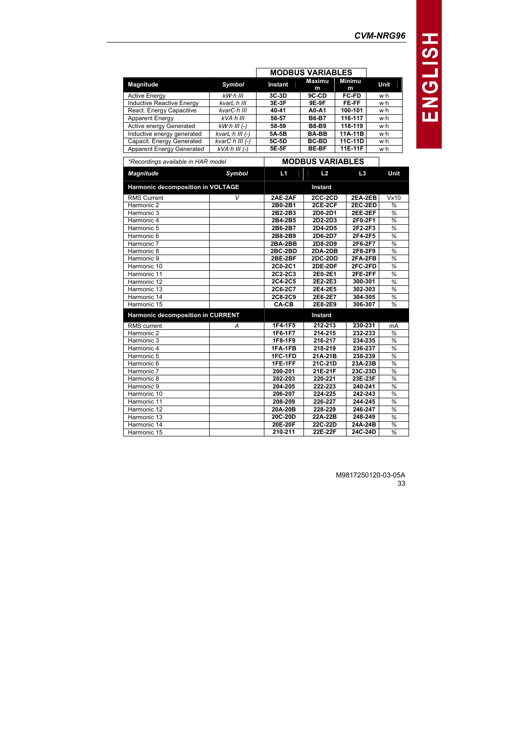| Magnitude | Symbol | MODBUS VARIABLES Instant | Maximum | Minimum | Unit |
|---|---|---|---|---|---|
| Active Energy | kW·h III | 3C-3D | 9C-CD | FC-FD | w·h |
| Inductive Reactive Energy | kvarL·h III | 3E-3F | 9E-9F | FE-FF | w·h |
| React. Energy Capacitive | kvarC·h III | 40-41 | A0-A1 | 100-101 | w·h |
| Apparent Energy | kVA·h III | 56-57 | B6-B7 | 116-117 | w·h |
| Active energy Generated | kW·h III (-) | 58-59 | B8-B9 | 118-119 | w·h |
| Inductive energy generated | kvarL·h III (-) | 5A-5B | BA-BB | 11A-11B | w·h |
| Capacit. Energy Generated | kvarC·h III (-) | 5C-5D | BC-BD | 11C-11D | w·h |
| Apparent Energy Generated | kVA·h III (-) | 5E-5F | BE-BF | 11E-11F | w·h |

*Recordings available in HAR model

| Magnitude | Symbol | MODBUS VARIABLES L1 | L2 | L3 | Unit |
|---|---|---|---|---|---|
| **Harmonic decomposition in VOLTAGE** | | | Instant | | |
| RMS Current | V | 2AE-2AF | 2CC-2CD | 2EA-2EB | Vx10 |
| Harmonic 2 | | 2B0-2B1 | 2CE-2CF | 2EC-2ED | % |
| Harmonic 3 | | 2B2-2B3 | 2D0-2D1 | 2EE-2EF | % |
| Harmonic 4 | | 2B4-2B5 | 2D2-2D3 | 2F0-2F1 | % |
| Harmonic 5 | | 2B6-2B7 | 2D4-2D5 | 2F2-2F3 | % |
| Harmonic 6 | | 2B8-2B9 | 2D6-2D7 | 2F4-2F5 | % |
| Harmonic 7 | | 2BA-2BB | 2D8-2D9 | 2F6-2F7 | % |
| Harmonic 8 | | 2BC-2BD | 2DA-2DB | 2F8-2F9 | % |
| Harmonic 9 | | 2BE-2BF | 2DC-2DD | 2FA-2FB | % |
| Harmonic 10 | | 2C0-2C1 | 2DE-2DF | 2FC-2FD | % |
| Harmonic 11 | | 2C2-2C3 | 2E0-2E1 | 2FE-2FF | % |
| Harmonic 12 | | 2C4-2C5 | 2E2-2E3 | 300-301 | % |
| Harmonic 13 | | 2C6-2C7 | 2E4-2E5 | 302-303 | % |
| Harmonic 14 | | 2C8-2C9 | 2E6-2E7 | 304-305 | % |
| Harmonic 15 | | CA-CB | 2E8-2E9 | 306-307 | % |
| **Harmonic decomposition in CURRENT** | | | Instant | | |
| RMS current | A | 1F4-1F5 | 212-213 | 230-231 | mA |
| Harmonic 2 | | 1F6-1F7 | 214-215 | 232-233 | % |
| Harmonic 3 | | 1F8-1F9 | 216-217 | 234-235 | % |
| Harmonic 4 | | 1FA-1FB | 218-219 | 236-237 | % |
| Harmonic 5 | | 1FC-1FD | 21A-21B | 238-239 | % |
| Harmonic 6 | | 1FE-1FF | 21C-21D | 23A-23B | % |
| Harmonic 7 | | 200-201 | 21E-21F | 23C-23D | % |
| Harmonic 8 | | 202-203 | 220-221 | 23E-23F | % |
| Harmonic 9 | | 204-205 | 222-223 | 240-241 | % |
| Harmonic 10 | | 206-207 | 224-225 | 242-243 | % |
| Harmonic 11 | | 208-209 | 226-227 | 244-245 | % |
| Harmonic 12 | | 20A-20B | 228-229 | 246-247 | % |
| Harmonic 13 | | 20C-20D | 22A-22B | 248-249 | % |
| Harmonic 14 | | 20E-20F | 22C-22D | 24A-24B | % |
| Harmonic 15 | | 210-211 | 22E-22F | 24C-24D | % |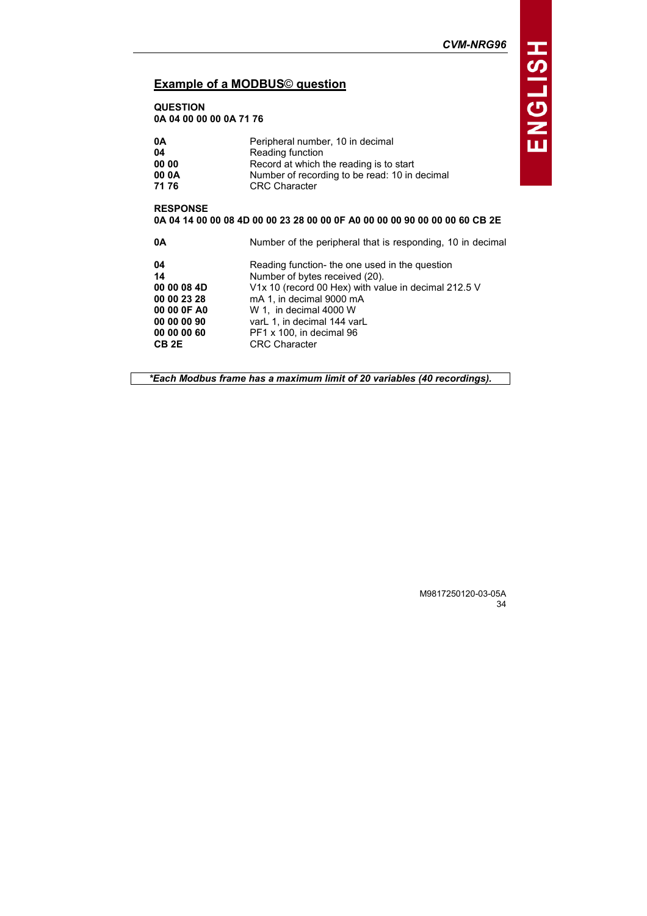## Example of a MODBUS© question

**QUESTION**
**0A 04 00 00 00 0A 71 76**

| | |
|---|---|
| **0A** | Peripheral number, 10 in decimal |
| **04** | Reading function |
| **00 00** | Record at which the reading is to start |
| **00 0A** | Number of recording to be read: 10 in decimal |
| **71 76** | CRC Character |

**RESPONSE**
**0A 04 14 00 00 08 4D 00 00 23 28 00 00 0F A0 00 00 00 90 00 00 00 60 CB 2E**

| | |
|---|---|
| **0A** | Number of the peripheral that is responding, 10 in decimal |
| **04** | Reading function- the one used in the question |
| **14** | Number of bytes received (20). |
| **00 00 08 4D** | V1x 10 (record 00 Hex) with value in decimal 212.5 V |
| **00 00 23 28** | mA 1, in decimal 9000 mA |
| **00 00 0F A0** | W 1, in decimal 4000 W |
| **00 00 00 90** | varL 1, in decimal 144 varL |
| **00 00 00 60** | PF1 x 100, in decimal 96 |
| **CB 2E** | CRC Character |

***Each Modbus frame has a maximum limit of 20 variables (40 recordings).***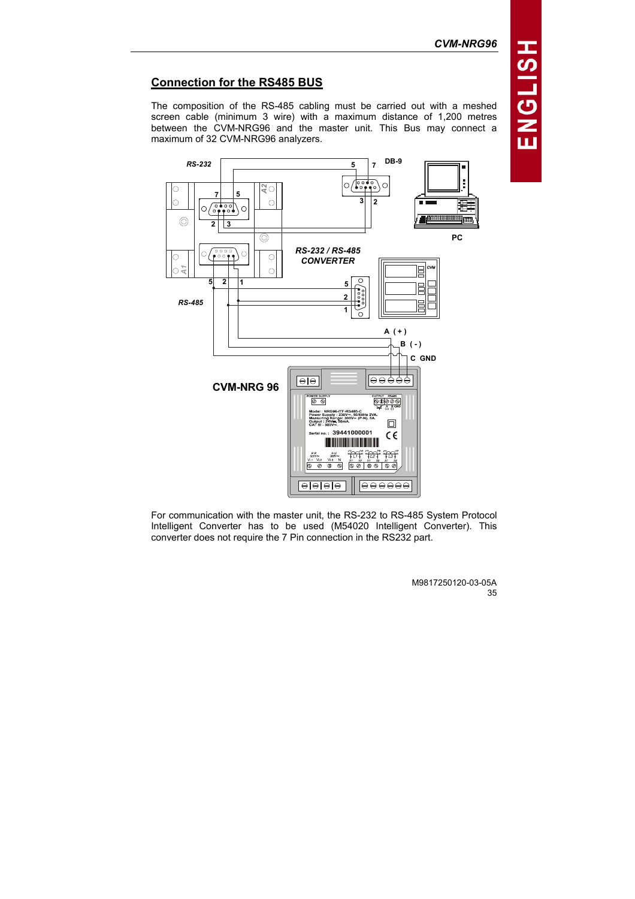## Connection for the RS485 BUS

The composition of the RS-485 cabling must be carried out with a meshed screen cable (minimum 3 wire) with a maximum distance of 1,200 metres between the CVM-NRG96 and the master unit. This Bus may connect a maximum of 32 CVM-NRG96 analyzers.

For communication with the master unit, the RS-232 to RS-485 System Protocol Intelligent Converter has to be used (M54020 Intelligent Converter). This converter does not require the 7 Pin connection in the RS232 part.

M9817250120-03-05A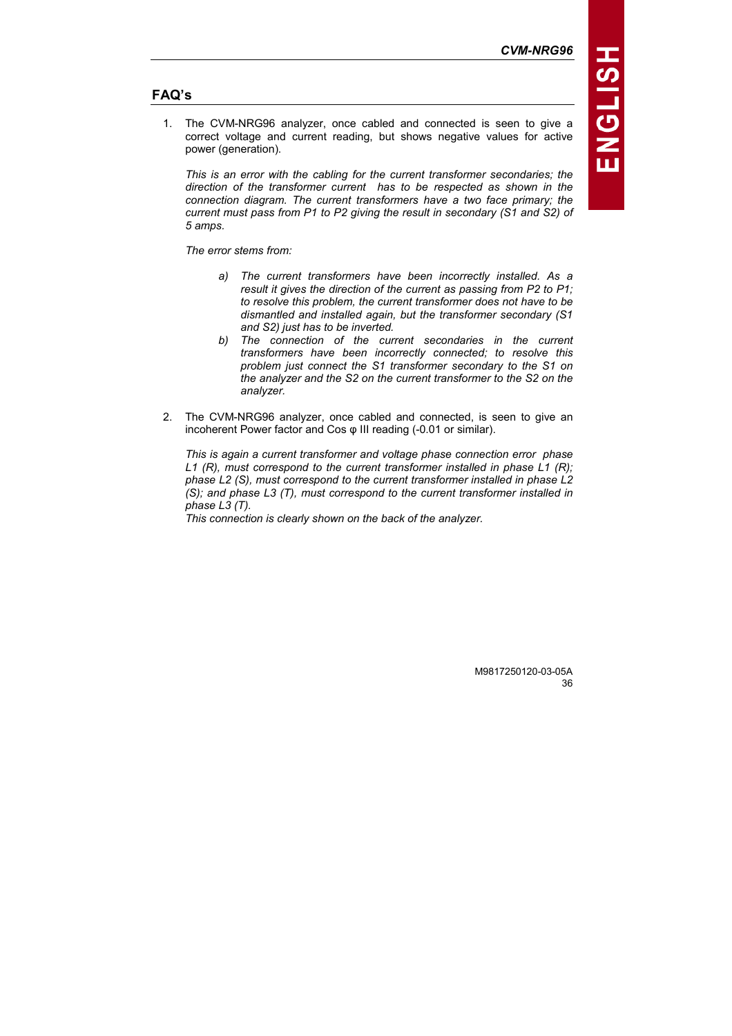## FAQ's

1. The CVM-NRG96 analyzer, once cabled and connected is seen to give a correct voltage and current reading, but shows negative values for active power (generation).

   *This is an error with the cabling for the current transformer secondaries; the direction of the transformer current has to be respected as shown in the connection diagram. The current transformers have a two face primary; the current must pass from P1 to P2 giving the result in secondary (S1 and S2) of 5 amps.*

   *The error stems from:*

   a) *The current transformers have been incorrectly installed. As a result it gives the direction of the current as passing from P2 to P1; to resolve this problem, the current transformer does not have to be dismantled and installed again, but the transformer secondary (S1 and S2) just has to be inverted.*
   b) *The connection of the current secondaries in the current transformers have been incorrectly connected; to resolve this problem just connect the S1 transformer secondary to the S1 on the analyzer and the S2 on the current transformer to the S2 on the analyzer.*

2. The CVM-NRG96 analyzer, once cabled and connected, is seen to give an incoherent Power factor and Cos φ III reading (-0.01 or similar).

   *This is again a current transformer and voltage phase connection error phase L1 (R), must correspond to the current transformer installed in phase L1 (R); phase L2 (S), must correspond to the current transformer installed in phase L2 (S); and phase L3 (T), must correspond to the current transformer installed in phase L3 (T).*
   *This connection is clearly shown on the back of the analyzer.*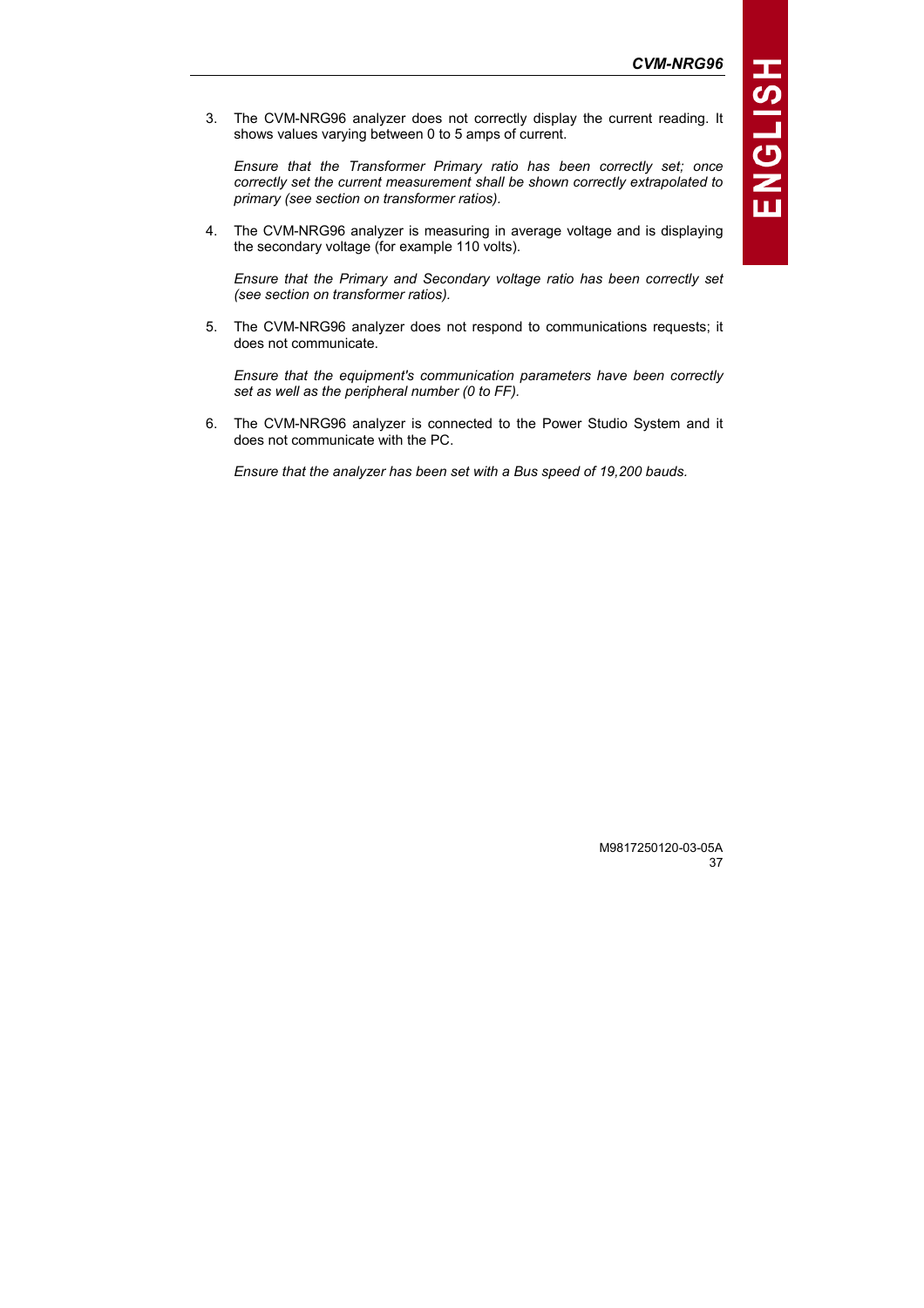3. The CVM-NRG96 analyzer does not correctly display the current reading. It shows values varying between 0 to 5 amps of current.

   *Ensure that the Transformer Primary ratio has been correctly set; once correctly set the current measurement shall be shown correctly extrapolated to primary (see section on transformer ratios).*

4. The CVM-NRG96 analyzer is measuring in average voltage and is displaying the secondary voltage (for example 110 volts).

   *Ensure that the Primary and Secondary voltage ratio has been correctly set (see section on transformer ratios).*

5. The CVM-NRG96 analyzer does not respond to communications requests; it does not communicate.

   *Ensure that the equipment's communication parameters have been correctly set as well as the peripheral number (0 to FF).*

6. The CVM-NRG96 analyzer is connected to the Power Studio System and it does not communicate with the PC.

   *Ensure that the analyzer has been set with a Bus speed of 19,200 bauds.*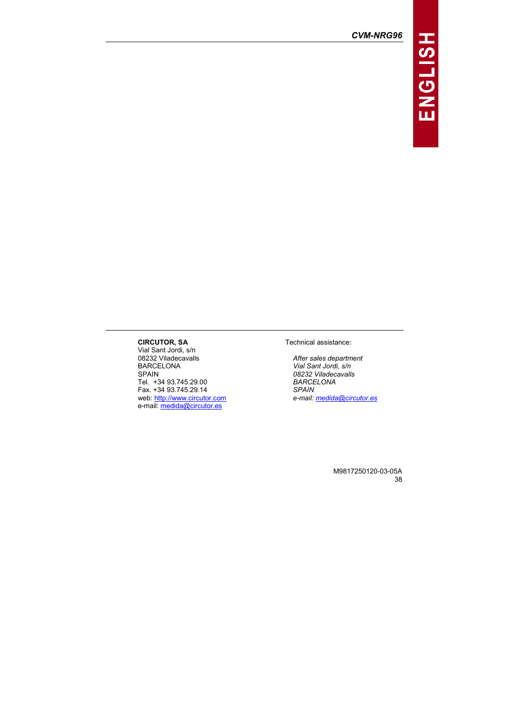**CIRCUTOR, SA**
Vial Sant Jordi, s/n
08232 Viladecavalls
BARCELONA
SPAIN
Tel. +34 93.745.29.00
Fax. +34 93.745.29.14
web: http://www.circutor.com
e-mail: medida@circutor.es

Technical assistance:

*After sales department*
*Vial Sant Jordi, s/n*
*08232 Viladecavalls*
*BARCELONA*
*SPAIN*
*e-mail: medida@circutor.es*

M9817250120-03-05A